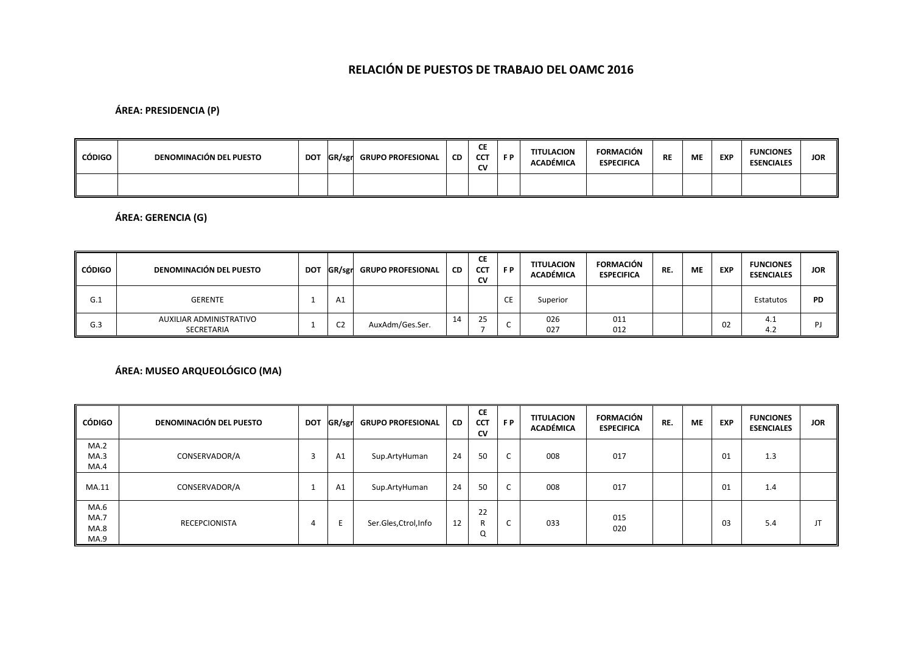# RELACIÓN DE PUESTOS DE TRABAJO DEL OAMC 2016

## ÁREA: PRESIDENCIA (P)

| CÓDIGO | DENOMINACIÓN DEL PUESTO | DOT | GR/sgr | GRUPO PROFESIONAL | CD | CE CCT CV | F P | TITULACION ACADÉMICA | FORMACIÓN ESPECIFICA | RE | ME | EXP | FUNCIONES ESENCIALES | JOR |
|---|---|---|---|---|---|---|---|---|---|---|---|---|---|---|
| | | | | | | | | | | | | | | |

## ÁREA: GERENCIA (G)

| CÓDIGO | DENOMINACIÓN DEL PUESTO | DOT | GR/sgr | GRUPO PROFESIONAL | CD | CE CCT CV | F P | TITULACION ACADÉMICA | FORMACIÓN ESPECIFICA | RE. | ME | EXP | FUNCIONES ESENCIALES | JOR |
|---|---|---|---|---|---|---|---|---|---|---|---|---|---|---|
| G.1 | GERENTE | 1 | A1 | | | | CE | Superior | | | | | Estatutos | PD |
| G.3 | AUXILIAR ADMINISTRATIVO SECRETARIA | 1 | C2 | AuxAdm/Ges.Ser. | 14 | 25 7 | C | 026 027 | 011 012 | | | 02 | 4.1 4.2 | PJ |

## ÁREA: MUSEO ARQUEOLÓGICO (MA)

| CÓDIGO | DENOMINACIÓN DEL PUESTO | DOT | GR/sgr | GRUPO PROFESIONAL | CD | CE CCT CV | F P | TITULACION ACADÉMICA | FORMACIÓN ESPECIFICA | RE. | ME | EXP | FUNCIONES ESENCIALES | JOR |
|---|---|---|---|---|---|---|---|---|---|---|---|---|---|---|
| MA.2 MA.3 MA.4 | CONSERVADOR/A | 3 | A1 | Sup.ArtyHuman | 24 | 50 | C | 008 | 017 | | | 01 | 1.3 | |
| MA.11 | CONSERVADOR/A | 1 | A1 | Sup.ArtyHuman | 24 | 50 | C | 008 | 017 | | | 01 | 1.4 | |
| MA.6 MA.7 MA.8 MA.9 | RECEPCIONISTA | 4 | E | Ser.Gles,Ctrol,Info | 12 | 22 R Q | C | 033 | 015 020 | | | 03 | 5.4 | JT |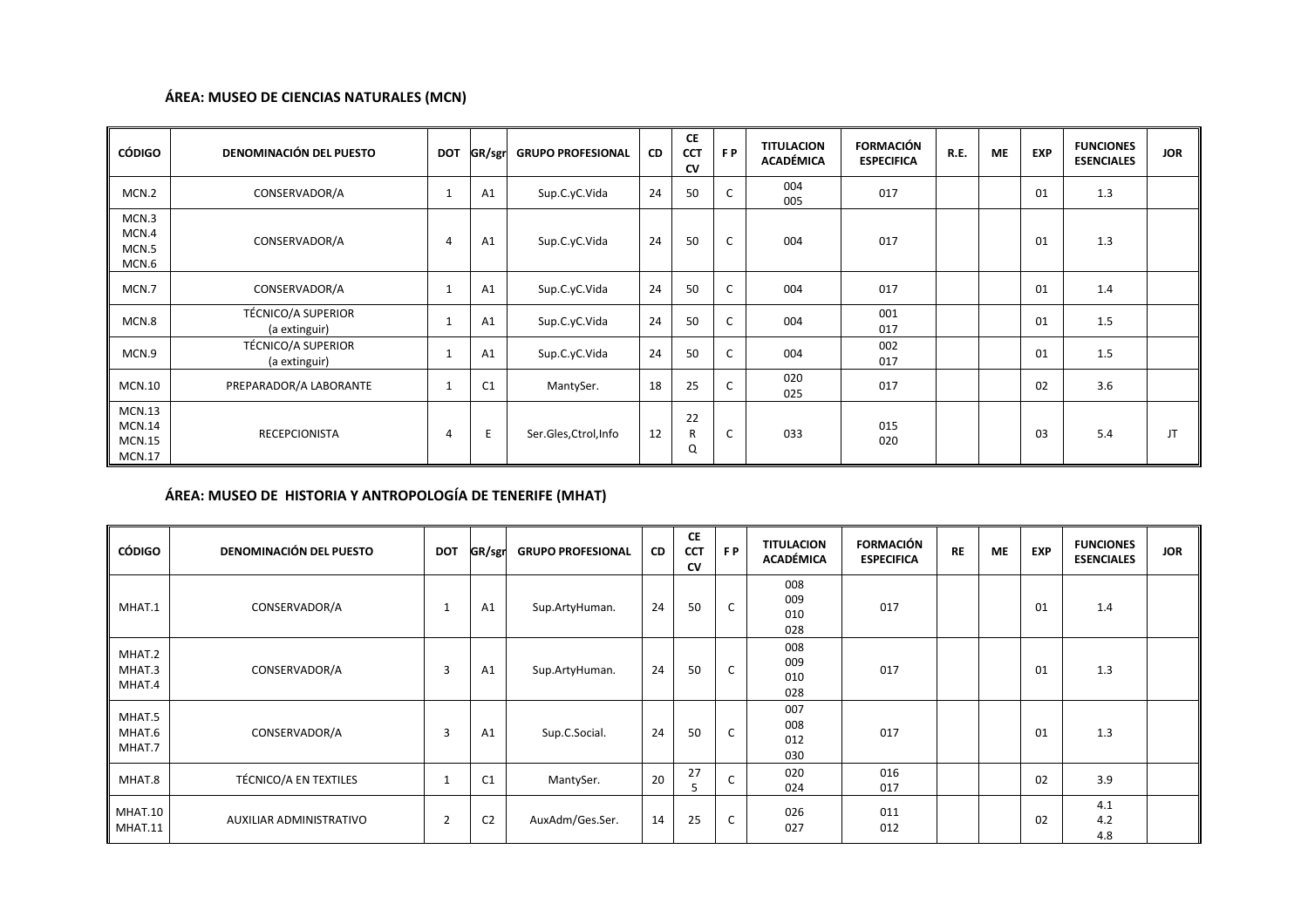**ÁREA: MUSEO DE CIENCIAS NATURALES (MCN)**

| CÓDIGO | DENOMINACIÓN DEL PUESTO | DOT | GR/sgr | GRUPO PROFESIONAL | CD | CE CCT CV | F P | TITULACION ACADÉMICA | FORMACIÓN ESPECIFICA | R.E. | ME | EXP | FUNCIONES ESENCIALES | JOR |
|---|---|---|---|---|---|---|---|---|---|---|---|---|---|---|
| MCN.2 | CONSERVADOR/A | 1 | A1 | Sup.C.yC.Vida | 24 | 50 | C | 004<br>005 | 017 | | | 01 | 1.3 | |
| MCN.3<br>MCN.4<br>MCN.5<br>MCN.6 | CONSERVADOR/A | 4 | A1 | Sup.C.yC.Vida | 24 | 50 | C | 004 | 017 | | | 01 | 1.3 | |
| MCN.7 | CONSERVADOR/A | 1 | A1 | Sup.C.yC.Vida | 24 | 50 | C | 004 | 017 | | | 01 | 1.4 | |
| MCN.8 | TÉCNICO/A SUPERIOR (a extinguir) | 1 | A1 | Sup.C.yC.Vida | 24 | 50 | C | 004 | 001<br>017 | | | 01 | 1.5 | |
| MCN.9 | TÉCNICO/A SUPERIOR (a extinguir) | 1 | A1 | Sup.C.yC.Vida | 24 | 50 | C | 004 | 002<br>017 | | | 01 | 1.5 | |
| MCN.10 | PREPARADOR/A LABORANTE | 1 | C1 | MantySer. | 18 | 25 | C | 020<br>025 | 017 | | | 02 | 3.6 | |
| MCN.13<br>MCN.14<br>MCN.15<br>MCN.17 | RECEPCIONISTA | 4 | E | Ser.Gles,Ctrol,Info | 12 | 22<br>R<br>Q | C | 033 | 015<br>020 | | | 03 | 5.4 | JT |

**ÁREA: MUSEO DE HISTORIA Y ANTROPOLOGÍA DE TENERIFE (MHAT)**

| CÓDIGO | DENOMINACIÓN DEL PUESTO | DOT | GR/sgr | GRUPO PROFESIONAL | CD | CE CCT CV | F P | TITULACION ACADÉMICA | FORMACIÓN ESPECIFICA | RE | ME | EXP | FUNCIONES ESENCIALES | JOR |
|---|---|---|---|---|---|---|---|---|---|---|---|---|---|---|
| MHAT.1 | CONSERVADOR/A | 1 | A1 | Sup.ArtyHuman. | 24 | 50 | C | 008<br>009<br>010<br>028 | 017 | | | 01 | 1.4 | |
| MHAT.2<br>MHAT.3<br>MHAT.4 | CONSERVADOR/A | 3 | A1 | Sup.ArtyHuman. | 24 | 50 | C | 008<br>009<br>010<br>028 | 017 | | | 01 | 1.3 | |
| MHAT.5<br>MHAT.6<br>MHAT.7 | CONSERVADOR/A | 3 | A1 | Sup.C.Social. | 24 | 50 | C | 007<br>008<br>012<br>030 | 017 | | | 01 | 1.3 | |
| MHAT.8 | TÉCNICO/A EN TEXTILES | 1 | C1 | MantySer. | 20 | 27<br>5 | C | 020<br>024 | 016<br>017 | | | 02 | 3.9 | |
| MHAT.10<br>MHAT.11 | AUXILIAR ADMINISTRATIVO | 2 | C2 | AuxAdm/Ges.Ser. | 14 | 25 | C | 026<br>027 | 011<br>012 | | | 02 | 4.1<br>4.2<br>4.8 | |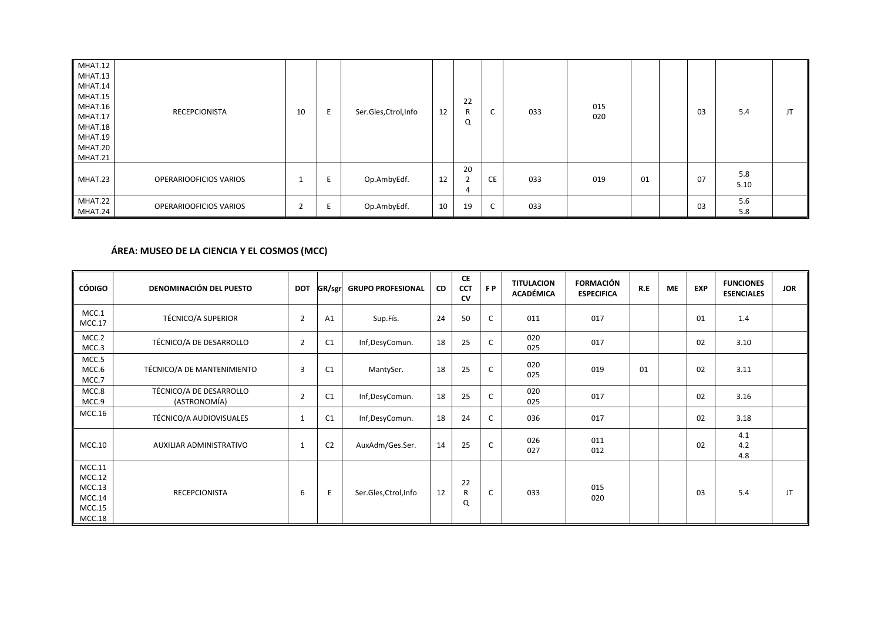| CÓDIGO | DENOMINACIÓN DEL PUESTO | DOT | GR/sgr | GRUPO PROFESIONAL | CD | CE CCT CV | F P | TITULACION ACADÉMICA | FORMACIÓN ESPECIFICA | R.E | ME | EXP | FUNCIONES ESENCIALES | JOR |
|---|---|---|---|---|---|---|---|---|---|---|---|---|---|---|
| MHAT.12 MHAT.13 MHAT.14 MHAT.15 MHAT.16 MHAT.17 MHAT.18 MHAT.19 MHAT.20 MHAT.21 | RECEPCIONISTA | 10 | E | Ser.Gles,Ctrol,Info | 12 | 22 R Q | C | 033 | 015 020 | | | 03 | 5.4 | JT |
| MHAT.23 | OPERARIOOFICIOS VARIOS | 1 | E | Op.AmbyEdf. | 12 | 20 2 4 | CE | 033 | 019 | 01 | | 07 | 5.8 5.10 | |
| MHAT.22 MHAT.24 | OPERARIOOFICIOS VARIOS | 2 | E | Op.AmbyEdf. | 10 | 19 | C | 033 | | | | 03 | 5.6 5.8 | |

### ÁREA: MUSEO DE LA CIENCIA Y EL COSMOS (MCC)

| CÓDIGO | DENOMINACIÓN DEL PUESTO | DOT | GR/sgr | GRUPO PROFESIONAL | CD | CE CCT CV | F P | TITULACION ACADÉMICA | FORMACIÓN ESPECIFICA | R.E | ME | EXP | FUNCIONES ESENCIALES | JOR |
|---|---|---|---|---|---|---|---|---|---|---|---|---|---|---|
| MCC.1 MCC.17 | TÉCNICO/A SUPERIOR | 2 | A1 | Sup.Fís. | 24 | 50 | C | 011 | 017 | | | 01 | 1.4 | |
| MCC.2 MCC.3 | TÉCNICO/A DE DESARROLLO | 2 | C1 | Inf,DesyComun. | 18 | 25 | C | 020 025 | 017 | | | 02 | 3.10 | |
| MCC.5 MCC.6 MCC.7 | TÉCNICO/A DE MANTENIMIENTO | 3 | C1 | MantySer. | 18 | 25 | C | 020 025 | 019 | 01 | | 02 | 3.11 | |
| MCC.8 MCC.9 | TÉCNICO/A DE DESARROLLO (ASTRONOMÍA) | 2 | C1 | Inf,DesyComun. | 18 | 25 | C | 020 025 | 017 | | | 02 | 3.16 | |
| MCC.16 | TÉCNICO/A AUDIOVISUALES | 1 | C1 | Inf,DesyComun. | 18 | 24 | C | 036 | 017 | | | 02 | 3.18 | |
| MCC.10 | AUXILIAR ADMINISTRATIVO | 1 | C2 | AuxAdm/Ges.Ser. | 14 | 25 | C | 026 027 | 011 012 | | | 02 | 4.1 4.2 4.8 | |
| MCC.11 MCC.12 MCC.13 MCC.14 MCC.15 MCC.18 | RECEPCIONISTA | 6 | E | Ser.Gles,Ctrol,Info | 12 | 22 R Q | C | 033 | 015 020 | | | 03 | 5.4 | JT |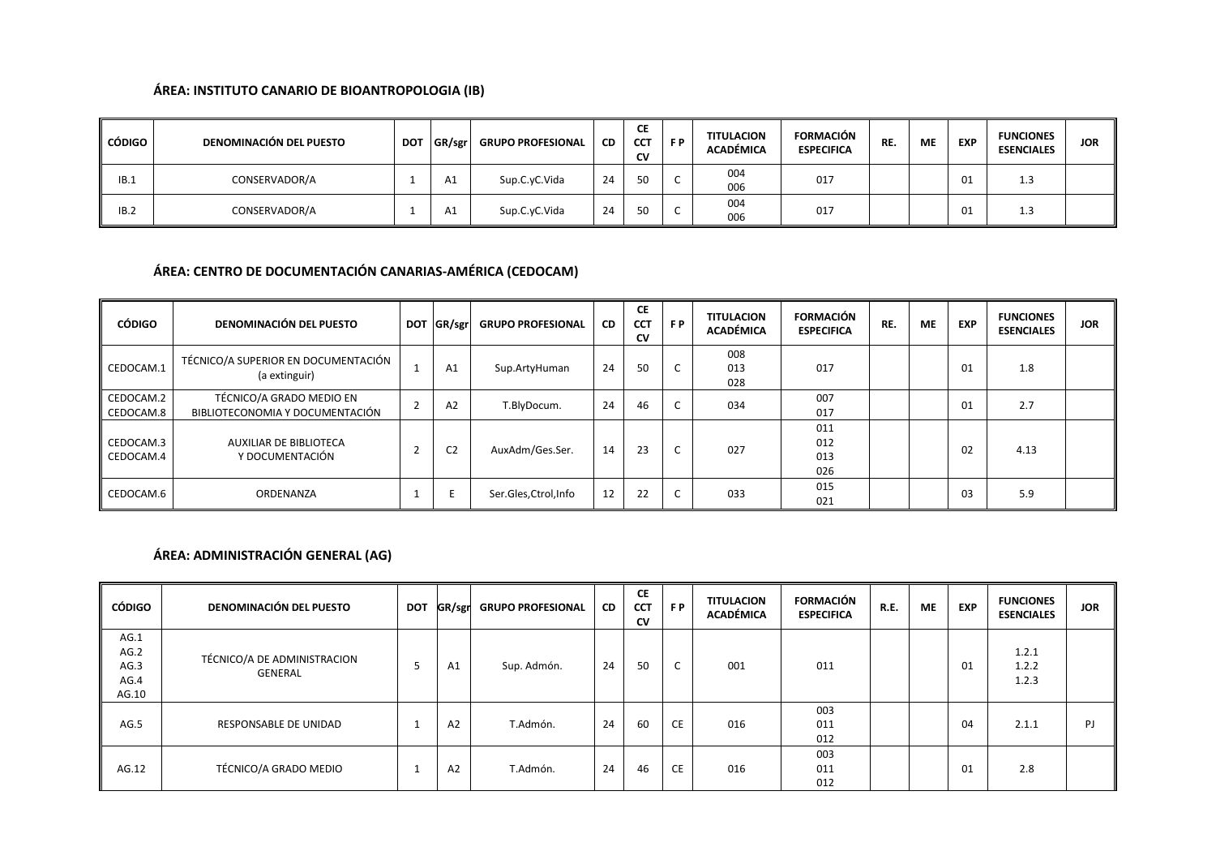**ÁREA: INSTITUTO CANARIO DE BIOANTROPOLOGIA (IB)**

| CÓDIGO | DENOMINACIÓN DEL PUESTO | DOT | GR/sgr | GRUPO PROFESIONAL | CD | CE CCT CV | F P | TITULACION ACADÉMICA | FORMACIÓN ESPECIFICA | RE. | ME | EXP | FUNCIONES ESENCIALES | JOR |
|---|---|---|---|---|---|---|---|---|---|---|---|---|---|---|
| IB.1 | CONSERVADOR/A | 1 | A1 | Sup.C.yC.Vida | 24 | 50 | C | 004<br>006 | 017 | | | 01 | 1.3 | |
| IB.2 | CONSERVADOR/A | 1 | A1 | Sup.C.yC.Vida | 24 | 50 | C | 004<br>006 | 017 | | | 01 | 1.3 | |

**ÁREA: CENTRO DE DOCUMENTACIÓN CANARIAS-AMÉRICA (CEDOCAM)**

| CÓDIGO | DENOMINACIÓN DEL PUESTO | DOT | GR/sgr | GRUPO PROFESIONAL | CD | CE CCT CV | F P | TITULACION ACADÉMICA | FORMACIÓN ESPECIFICA | RE. | ME | EXP | FUNCIONES ESENCIALES | JOR |
|---|---|---|---|---|---|---|---|---|---|---|---|---|---|---|
| CEDOCAM.1 | TÉCNICO/A SUPERIOR EN DOCUMENTACIÓN (a extinguir) | 1 | A1 | Sup.ArtyHuman | 24 | 50 | C | 008<br>013<br>028 | 017 | | | 01 | 1.8 | |
| CEDOCAM.2<br>CEDOCAM.8 | TÉCNICO/A GRADO MEDIO EN BIBLIOTECONOMIA Y DOCUMENTACIÓN | 2 | A2 | T.BlyDocum. | 24 | 46 | C | 034 | 007<br>017 | | | 01 | 2.7 | |
| CEDOCAM.3<br>CEDOCAM.4 | AUXILIAR DE BIBLIOTECA Y DOCUMENTACIÓN | 2 | C2 | AuxAdm/Ges.Ser. | 14 | 23 | C | 027 | 011<br>012<br>013<br>026 | | | 02 | 4.13 | |
| CEDOCAM.6 | ORDENANZA | 1 | E | Ser.Gles,Ctrol,Info | 12 | 22 | C | 033 | 015<br>021 | | | 03 | 5.9 | |

**ÁREA: ADMINISTRACIÓN GENERAL (AG)**

| CÓDIGO | DENOMINACIÓN DEL PUESTO | DOT | GR/sgr | GRUPO PROFESIONAL | CD | CE CCT CV | F P | TITULACION ACADÉMICA | FORMACIÓN ESPECIFICA | R.E. | ME | EXP | FUNCIONES ESENCIALES | JOR |
|---|---|---|---|---|---|---|---|---|---|---|---|---|---|---|
| AG.1<br>AG.2<br>AG.3<br>AG.4<br>AG.10 | TÉCNICO/A DE ADMINISTRACION GENERAL | 5 | A1 | Sup. Admón. | 24 | 50 | C | 001 | 011 | | | 01 | 1.2.1<br>1.2.2<br>1.2.3 | |
| AG.5 | RESPONSABLE DE UNIDAD | 1 | A2 | T.Admón. | 24 | 60 | CE | 016 | 003<br>011<br>012 | | | 04 | 2.1.1 | PJ |
| AG.12 | TÉCNICO/A GRADO MEDIO | 1 | A2 | T.Admón. | 24 | 46 | CE | 016 | 003<br>011<br>012 | | | 01 | 2.8 | |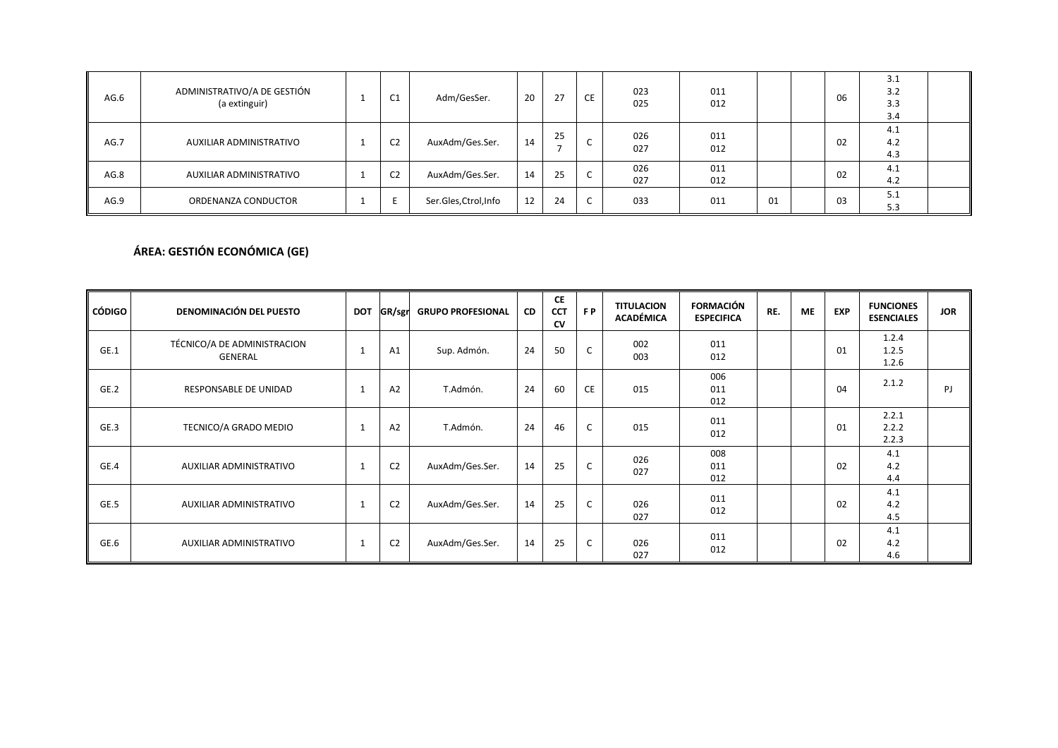| AG.6 | ADMINISTRATIVO/A DE GESTIÓN (a extinguir) | 1 | C1 | Adm/GesSer. | 20 | 27 | CE | 023<br>025 | 011<br>012 | | | 06 | 3.1<br>3.2<br>3.3<br>3.4 | |
|---|---|---|---|---|---|---|---|---|---|---|---|---|---|---|
| AG.7 | AUXILIAR ADMINISTRATIVO | 1 | C2 | AuxAdm/Ges.Ser. | 14 | 25<br>7 | C | 026<br>027 | 011<br>012 | | | 02 | 4.1<br>4.2<br>4.3 | |
| AG.8 | AUXILIAR ADMINISTRATIVO | 1 | C2 | AuxAdm/Ges.Ser. | 14 | 25 | C | 026<br>027 | 011<br>012 | | | 02 | 4.1<br>4.2 | |
| AG.9 | ORDENANZA CONDUCTOR | 1 | E | Ser.Gles,Ctrol,Info | 12 | 24 | C | 033 | 011 | 01 | | 03 | 5.1<br>5.3 | |

**ÁREA: GESTIÓN ECONÓMICA (GE)**

| CÓDIGO | DENOMINACIÓN DEL PUESTO | DOT | GR/sgr | GRUPO PROFESIONAL | CD | CE CCT CV | F P | TITULACION ACADÉMICA | FORMACIÓN ESPECIFICA | RE. | ME | EXP | FUNCIONES ESENCIALES | JOR |
|---|---|---|---|---|---|---|---|---|---|---|---|---|---|---|
| GE.1 | TÉCNICO/A DE ADMINISTRACION GENERAL | 1 | A1 | Sup. Admón. | 24 | 50 | C | 002<br>003 | 011<br>012 | | | 01 | 1.2.4<br>1.2.5<br>1.2.6 | |
| GE.2 | RESPONSABLE DE UNIDAD | 1 | A2 | T.Admón. | 24 | 60 | CE | 015 | 006<br>011<br>012 | | | 04 | 2.1.2 | PJ |
| GE.3 | TECNICO/A GRADO MEDIO | 1 | A2 | T.Admón. | 24 | 46 | C | 015 | 011<br>012 | | | 01 | 2.2.1<br>2.2.2<br>2.2.3 | |
| GE.4 | AUXILIAR ADMINISTRATIVO | 1 | C2 | AuxAdm/Ges.Ser. | 14 | 25 | C | 026<br>027 | 008<br>011<br>012 | | | 02 | 4.1<br>4.2<br>4.4 | |
| GE.5 | AUXILIAR ADMINISTRATIVO | 1 | C2 | AuxAdm/Ges.Ser. | 14 | 25 | C | 026<br>027 | 011<br>012 | | | 02 | 4.1<br>4.2<br>4.5 | |
| GE.6 | AUXILIAR ADMINISTRATIVO | 1 | C2 | AuxAdm/Ges.Ser. | 14 | 25 | C | 026<br>027 | 011<br>012 | | | 02 | 4.1<br>4.2<br>4.6 | |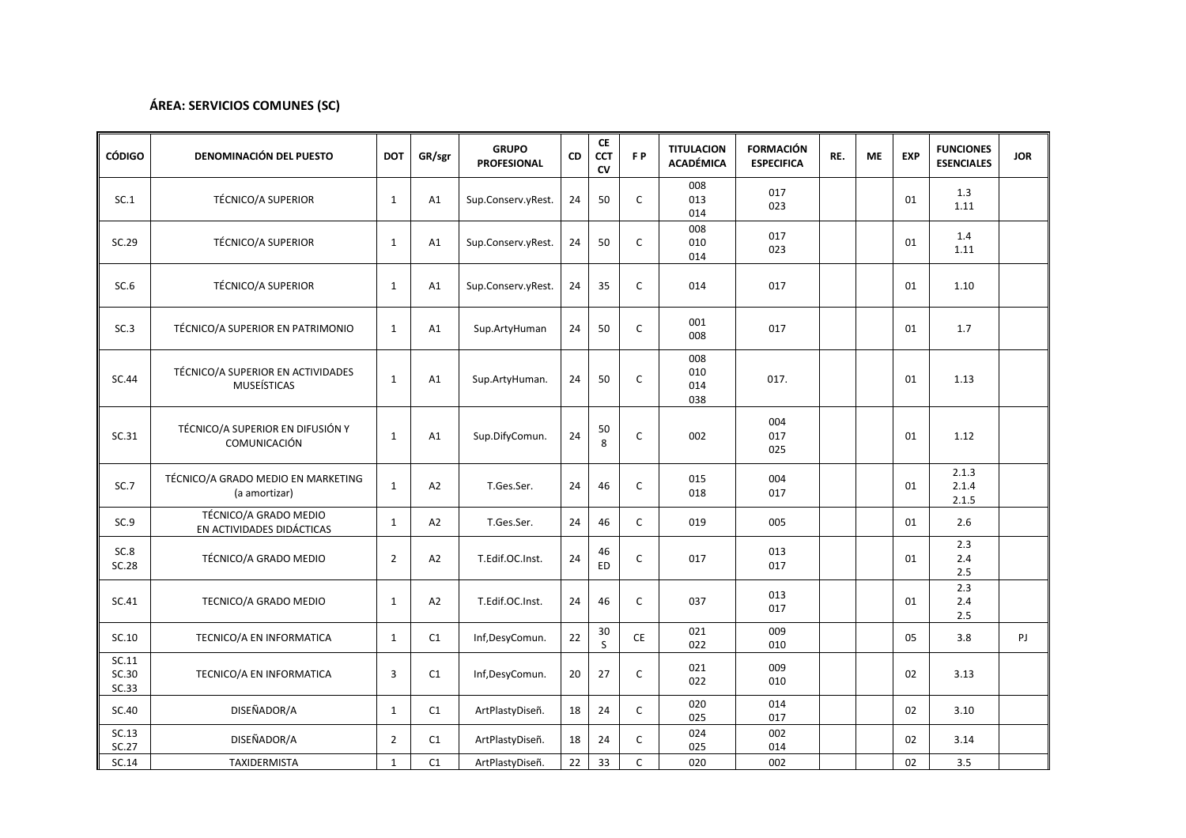### ÁREA: SERVICIOS COMUNES (SC)

| CÓDIGO | DENOMINACIÓN DEL PUESTO | DOT | GR/sgr | GRUPO PROFESIONAL | CD | CE CCT CV | F P | TITULACION ACADÉMICA | FORMACIÓN ESPECIFICA | RE. | ME | EXP | FUNCIONES ESENCIALES | JOR |
|---|---|---|---|---|---|---|---|---|---|---|---|---|---|---|
| SC.1 | TÉCNICO/A SUPERIOR | 1 | A1 | Sup.Conserv.yRest. | 24 | 50 | C | 008 013 014 | 017 023 | | | 01 | 1.3 1.11 | |
| SC.29 | TÉCNICO/A SUPERIOR | 1 | A1 | Sup.Conserv.yRest. | 24 | 50 | C | 008 010 014 | 017 023 | | | 01 | 1.4 1.11 | |
| SC.6 | TÉCNICO/A SUPERIOR | 1 | A1 | Sup.Conserv.yRest. | 24 | 35 | C | 014 | 017 | | | 01 | 1.10 | |
| SC.3 | TÉCNICO/A SUPERIOR EN PATRIMONIO | 1 | A1 | Sup.ArtyHuman | 24 | 50 | C | 001 008 | 017 | | | 01 | 1.7 | |
| SC.44 | TÉCNICO/A SUPERIOR EN ACTIVIDADES MUSEÍSTICAS | 1 | A1 | Sup.ArtyHuman. | 24 | 50 | C | 008 010 014 038 | 017. | | | 01 | 1.13 | |
| SC.31 | TÉCNICO/A SUPERIOR EN DIFUSIÓN Y COMUNICACIÓN | 1 | A1 | Sup.DifyComun. | 24 | 50 8 | C | 002 | 004 017 025 | | | 01 | 1.12 | |
| SC.7 | TÉCNICO/A GRADO MEDIO EN MARKETING (a amortizar) | 1 | A2 | T.Ges.Ser. | 24 | 46 | C | 015 018 | 004 017 | | | 01 | 2.1.3 2.1.4 2.1.5 | |
| SC.9 | TÉCNICO/A GRADO MEDIO EN ACTIVIDADES DIDÁCTICAS | 1 | A2 | T.Ges.Ser. | 24 | 46 | C | 019 | 005 | | | 01 | 2.6 | |
| SC.8 SC.28 | TÉCNICO/A GRADO MEDIO | 2 | A2 | T.Edif.OC.Inst. | 24 | 46 ED | C | 017 | 013 017 | | | 01 | 2.3 2.4 2.5 | |
| SC.41 | TECNICO/A GRADO MEDIO | 1 | A2 | T.Edif.OC.Inst. | 24 | 46 | C | 037 | 013 017 | | | 01 | 2.3 2.4 2.5 | |
| SC.10 | TECNICO/A EN INFORMATICA | 1 | C1 | Inf,DesyComun. | 22 | 30 S | CE | 021 022 | 009 010 | | | 05 | 3.8 | PJ |
| SC.11 SC.30 SC.33 | TECNICO/A EN INFORMATICA | 3 | C1 | Inf,DesyComun. | 20 | 27 | C | 021 022 | 009 010 | | | 02 | 3.13 | |
| SC.40 | DISEÑADOR/A | 1 | C1 | ArtPlastyDiseñ. | 18 | 24 | C | 020 025 | 014 017 | | | 02 | 3.10 | |
| SC.13 SC.27 | DISEÑADOR/A | 2 | C1 | ArtPlastyDiseñ. | 18 | 24 | C | 024 025 | 002 014 | | | 02 | 3.14 | |
| SC.14 | TAXIDERMISTA | 1 | C1 | ArtPlastyDiseñ. | 22 | 33 | C | 020 | 002 | | | 02 | 3.5 | |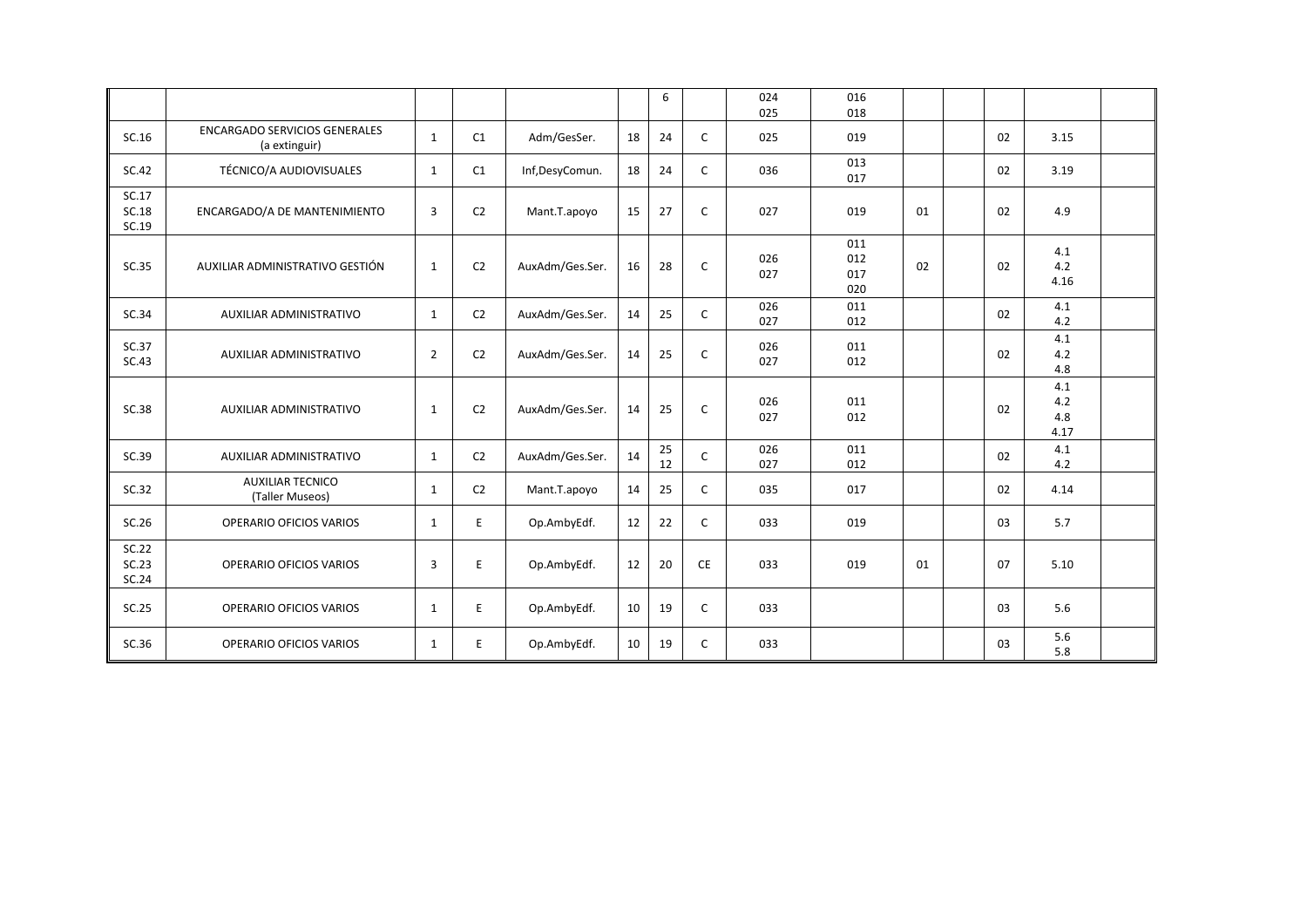| | | | | | | | | | | | | | | |
|---|---|---|---|---|---|---|---|---|---|---|---|---|---|---|
| | | | | | | 6 | | 024<br>025 | 016<br>018 | | | | | |
| SC.16 | ENCARGADO SERVICIOS GENERALES (a extinguir) | 1 | C1 | Adm/GesSer. | 18 | 24 | C | 025 | 019 | | | 02 | 3.15 | |
| SC.42 | TÉCNICO/A AUDIOVISUALES | 1 | C1 | Inf,DesyComun. | 18 | 24 | C | 036 | 013<br>017 | | | 02 | 3.19 | |
| SC.17<br>SC.18<br>SC.19 | ENCARGADO/A DE MANTENIMIENTO | 3 | C2 | Mant.T.apoyo | 15 | 27 | C | 027 | 019 | 01 | | 02 | 4.9 | |
| SC.35 | AUXILIAR ADMINISTRATIVO GESTIÓN | 1 | C2 | AuxAdm/Ges.Ser. | 16 | 28 | C | 026<br>027 | 011<br>012<br>017<br>020 | 02 | | 02 | 4.1<br>4.2<br>4.16 | |
| SC.34 | AUXILIAR ADMINISTRATIVO | 1 | C2 | AuxAdm/Ges.Ser. | 14 | 25 | C | 026<br>027 | 011<br>012 | | | 02 | 4.1<br>4.2 | |
| SC.37<br>SC.43 | AUXILIAR ADMINISTRATIVO | 2 | C2 | AuxAdm/Ges.Ser. | 14 | 25 | C | 026<br>027 | 011<br>012 | | | 02 | 4.1<br>4.2<br>4.8 | |
| SC.38 | AUXILIAR ADMINISTRATIVO | 1 | C2 | AuxAdm/Ges.Ser. | 14 | 25 | C | 026<br>027 | 011<br>012 | | | 02 | 4.1<br>4.2<br>4.8<br>4.17 | |
| SC.39 | AUXILIAR ADMINISTRATIVO | 1 | C2 | AuxAdm/Ges.Ser. | 14 | 25<br>12 | C | 026<br>027 | 011<br>012 | | | 02 | 4.1<br>4.2 | |
| SC.32 | AUXILIAR TECNICO (Taller Museos) | 1 | C2 | Mant.T.apoyo | 14 | 25 | C | 035 | 017 | | | 02 | 4.14 | |
| SC.26 | OPERARIO OFICIOS VARIOS | 1 | E | Op.AmbyEdf. | 12 | 22 | C | 033 | 019 | | | 03 | 5.7 | |
| SC.22<br>SC.23<br>SC.24 | OPERARIO OFICIOS VARIOS | 3 | E | Op.AmbyEdf. | 12 | 20 | CE | 033 | 019 | 01 | | 07 | 5.10 | |
| SC.25 | OPERARIO OFICIOS VARIOS | 1 | E | Op.AmbyEdf. | 10 | 19 | C | 033 | | | | 03 | 5.6 | |
| SC.36 | OPERARIO OFICIOS VARIOS | 1 | E | Op.AmbyEdf. | 10 | 19 | C | 033 | | | | 03 | 5.6<br>5.8 | |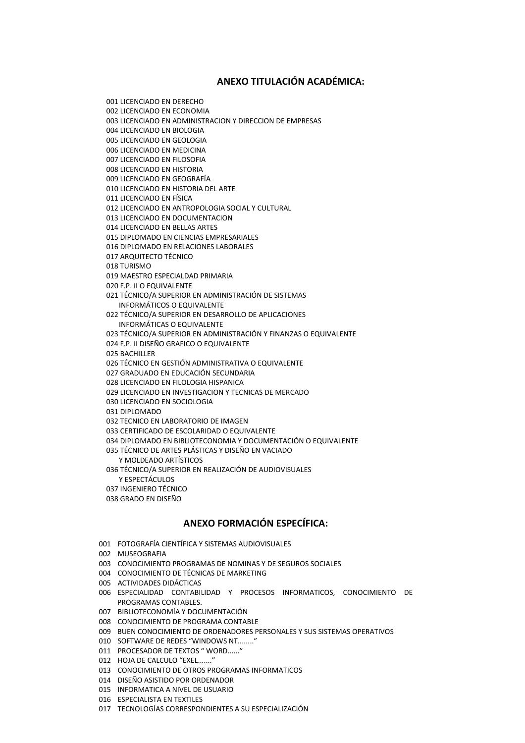## ANEXO TITULACIÓN ACADÉMICA:

001 LICENCIADO EN DERECHO
002 LICENCIADO EN ECONOMIA
003 LICENCIADO EN ADMINISTRACION Y DIRECCION DE EMPRESAS
004 LICENCIADO EN BIOLOGIA
005 LICENCIADO EN GEOLOGIA
006 LICENCIADO EN MEDICINA
007 LICENCIADO EN FILOSOFIA
008 LICENCIADO EN HISTORIA
009 LICENCIADO EN GEOGRAFÍA
010 LICENCIADO EN HISTORIA DEL ARTE
011 LICENCIADO EN FÍSICA
012 LICENCIADO EN ANTROPOLOGIA SOCIAL Y CULTURAL
013 LICENCIADO EN DOCUMENTACION
014 LICENCIADO EN BELLAS ARTES
015 DIPLOMADO EN CIENCIAS EMPRESARIALES
016 DIPLOMADO EN RELACIONES LABORALES
017 ARQUITECTO TÉCNICO
018 TURISMO
019 MAESTRO ESPECIALDAD PRIMARIA
020 F.P. II O EQUIVALENTE
021 TÉCNICO/A SUPERIOR EN ADMINISTRACIÓN DE SISTEMAS INFORMÁTICOS O EQUIVALENTE
022 TÉCNICO/A SUPERIOR EN DESARROLLO DE APLICACIONES INFORMÁTICAS O EQUIVALENTE
023 TÉCNICO/A SUPERIOR EN ADMINISTRACIÓN Y FINANZAS O EQUIVALENTE
024 F.P. II DISEÑO GRAFICO O EQUIVALENTE
025 BACHILLER
026 TÉCNICO EN GESTIÓN ADMINISTRATIVA O EQUIVALENTE
027 GRADUADO EN EDUCACIÓN SECUNDARIA
028 LICENCIADO EN FILOLOGIA HISPANICA
029 LICENCIADO EN INVESTIGACION Y TECNICAS DE MERCADO
030 LICENCIADO EN SOCIOLOGIA
031 DIPLOMADO
032 TECNICO EN LABORATORIO DE IMAGEN
033 CERTIFICADO DE ESCOLARIDAD O EQUIVALENTE
034 DIPLOMADO EN BIBLIOTECONOMIA Y DOCUMENTACIÓN O EQUIVALENTE
035 TÉCNICO DE ARTES PLÁSTICAS Y DISEÑO EN VACIADO Y MOLDEADO ARTÍSTICOS
036 TÉCNICO/A SUPERIOR EN REALIZACIÓN DE AUDIOVISUALES Y ESPECTÁCULOS
037 INGENIERO TÉCNICO
038 GRADO EN DISEÑO

## ANEXO FORMACIÓN ESPECÍFICA:

001 FOTOGRAFÍA CIENTÍFICA Y SISTEMAS AUDIOVISUALES
002 MUSEOGRAFIA
003 CONOCIMIENTO PROGRAMAS DE NOMINAS Y DE SEGUROS SOCIALES
004 CONOCIMIENTO DE TÉCNICAS DE MARKETING
005 ACTIVIDADES DIDÁCTICAS
006 ESPECIALIDAD CONTABILIDAD Y PROCESOS INFORMATICOS, CONOCIMIENTO DE PROGRAMAS CONTABLES.
007 BIBLIOTECONOMÍA Y DOCUMENTACIÓN
008 CONOCIMIENTO DE PROGRAMA CONTABLE
009 BUEN CONOCIMIENTO DE ORDENADORES PERSONALES Y SUS SISTEMAS OPERATIVOS
010 SOFTWARE DE REDES "WINDOWS NT........"
011 PROCESADOR DE TEXTOS " WORD......"
012 HOJA DE CALCULO "EXEL......."
013 CONOCIMIENTO DE OTROS PROGRAMAS INFORMATICOS
014 DISEÑO ASISTIDO POR ORDENADOR
015 INFORMATICA A NIVEL DE USUARIO
016 ESPECIALISTA EN TEXTILES
017 TECNOLOGÍAS CORRESPONDIENTES A SU ESPECIALIZACIÓN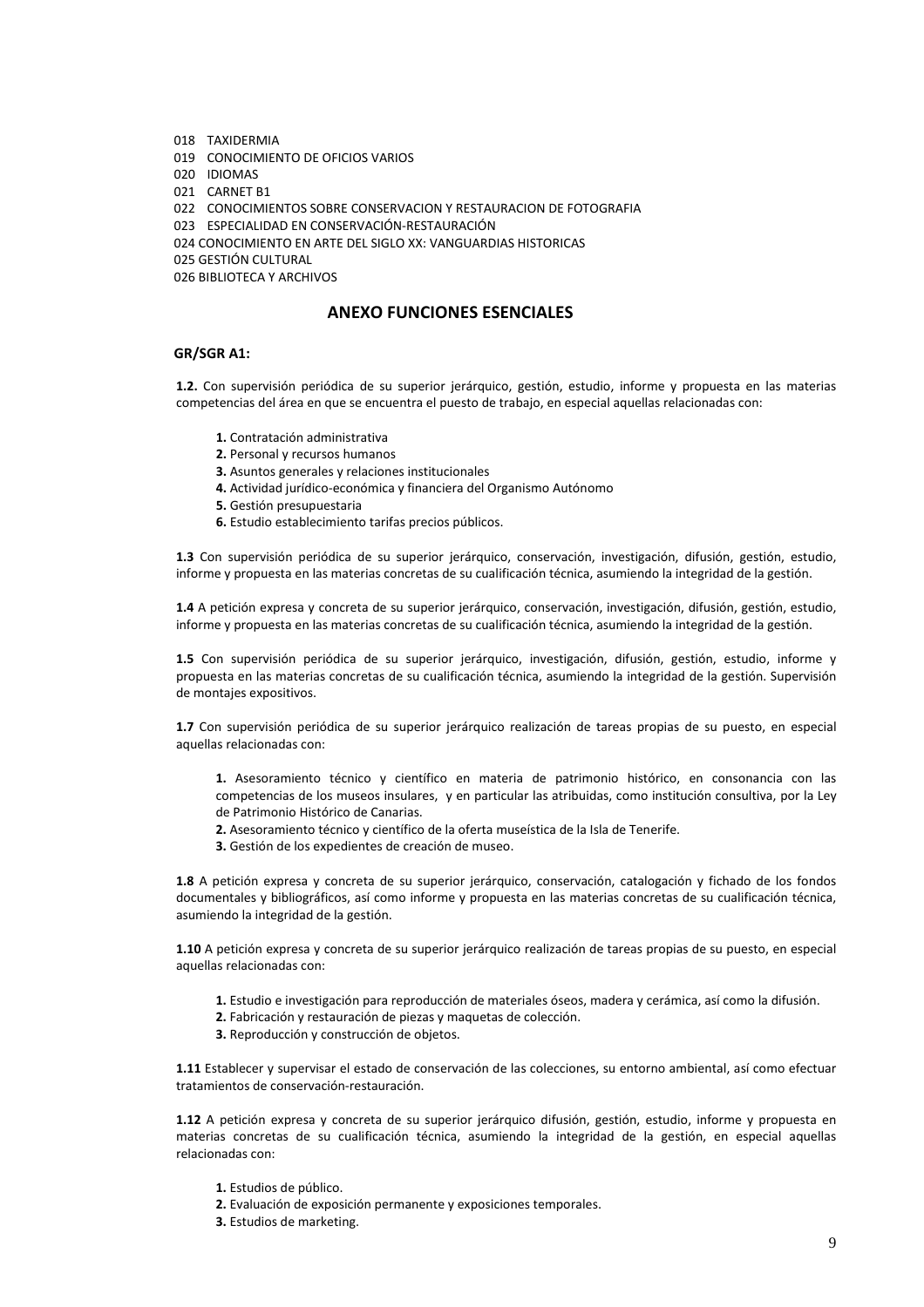018 TAXIDERMIA
019 CONOCIMIENTO DE OFICIOS VARIOS
020 IDIOMAS
021 CARNET B1
022 CONOCIMIENTOS SOBRE CONSERVACION Y RESTAURACION DE FOTOGRAFIA
023 ESPECIALIDAD EN CONSERVACIÓN-RESTAURACIÓN
024 CONOCIMIENTO EN ARTE DEL SIGLO XX: VANGUARDIAS HISTORICAS
025 GESTIÓN CULTURAL
026 BIBLIOTECA Y ARCHIVOS

## ANEXO FUNCIONES ESENCIALES

### GR/SGR A1:

**1.2.** Con supervisión periódica de su superior jerárquico, gestión, estudio, informe y propuesta en las materias competencias del área en que se encuentra el puesto de trabajo, en especial aquellas relacionadas con:

- **1.** Contratación administrativa
- **2.** Personal y recursos humanos
- **3.** Asuntos generales y relaciones institucionales
- **4.** Actividad jurídico-económica y financiera del Organismo Autónomo
- **5.** Gestión presupuestaria
- **6.** Estudio establecimiento tarifas precios públicos.

**1.3** Con supervisión periódica de su superior jerárquico, conservación, investigación, difusión, gestión, estudio, informe y propuesta en las materias concretas de su cualificación técnica, asumiendo la integridad de la gestión.

**1.4** A petición expresa y concreta de su superior jerárquico, conservación, investigación, difusión, gestión, estudio, informe y propuesta en las materias concretas de su cualificación técnica, asumiendo la integridad de la gestión.

**1.5** Con supervisión periódica de su superior jerárquico, investigación, difusión, gestión, estudio, informe y propuesta en las materias concretas de su cualificación técnica, asumiendo la integridad de la gestión. Supervisión de montajes expositivos.

**1.7** Con supervisión periódica de su superior jerárquico realización de tareas propias de su puesto, en especial aquellas relacionadas con:

- **1.** Asesoramiento técnico y científico en materia de patrimonio histórico, en consonancia con las competencias de los museos insulares, y en particular las atribuidas, como institución consultiva, por la Ley de Patrimonio Histórico de Canarias.
- **2.** Asesoramiento técnico y científico de la oferta museística de la Isla de Tenerife.
- **3.** Gestión de los expedientes de creación de museo.

**1.8** A petición expresa y concreta de su superior jerárquico, conservación, catalogación y fichado de los fondos documentales y bibliográficos, así como informe y propuesta en las materias concretas de su cualificación técnica, asumiendo la integridad de la gestión.

**1.10** A petición expresa y concreta de su superior jerárquico realización de tareas propias de su puesto, en especial aquellas relacionadas con:

- **1.** Estudio e investigación para reproducción de materiales óseos, madera y cerámica, así como la difusión.
- **2.** Fabricación y restauración de piezas y maquetas de colección.
- **3.** Reproducción y construcción de objetos.

**1.11** Establecer y supervisar el estado de conservación de las colecciones, su entorno ambiental, así como efectuar tratamientos de conservación-restauración.

**1.12** A petición expresa y concreta de su superior jerárquico difusión, gestión, estudio, informe y propuesta en materias concretas de su cualificación técnica, asumiendo la integridad de la gestión, en especial aquellas relacionadas con:

- **1.** Estudios de público.
- **2.** Evaluación de exposición permanente y exposiciones temporales.
- **3.** Estudios de marketing.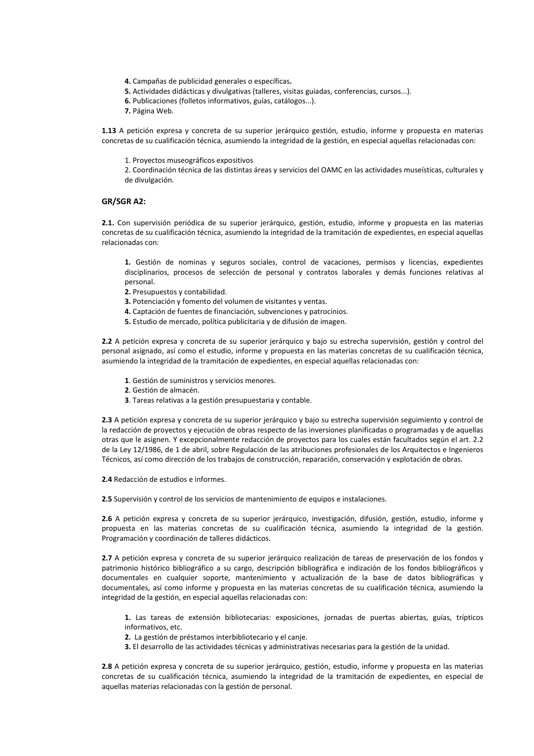**4.** Campañas de publicidad generales o específicas**.**
**5.** Actividades didácticas y divulgativas (talleres, visitas guiadas, conferencias, cursos...).
**6.** Publicaciones (folletos informativos, guías, catálogos...).
**7.** Página Web.

**1.13** A petición expresa y concreta de su superior jerárquico gestión, estudio, informe y propuesta en materias concretas de su cualificación técnica, asumiendo la integridad de la gestión, en especial aquellas relacionadas con:

1. Proyectos museográficos expositivos
2. Coordinación técnica de las distintas áreas y servicios del OAMC en las actividades museísticas, culturales y de divulgación.

### GR/SGR A2:

**2.1.** Con supervisión periódica de su superior jerárquico, gestión, estudio, informe y propuesta en las materias concretas de su cualificación técnica, asumiendo la integridad de la tramitación de expedientes, en especial aquellas relacionadas con:

**1.** Gestión de nominas y seguros sociales, control de vacaciones, permisos y licencias, expedientes disciplinarios, procesos de selección de personal y contratos laborales y demás funciones relativas al personal.
**2.** Presupuestos y contabilidad.
**3.** Potenciación y fomento del volumen de visitantes y ventas.
**4.** Captación de fuentes de financiación, subvenciones y patrocinios.
**5.** Estudio de mercado, política publicitaria y de difusión de imagen.

**2.2** A petición expresa y concreta de su superior jerárquico y bajo su estrecha supervisión, gestión y control del personal asignado, así como el estudio, informe y propuesta en las materias concretas de su cualificación técnica, asumiendo la integridad de la tramitación de expedientes, en especial aquellas relacionadas con:

**1**. Gestión de suministros y servicios menores.
**2**. Gestión de almacén.
**3**. Tareas relativas a la gestión presupuestaria y contable.

**2.3** A petición expresa y concreta de su superior jerárquico y bajo su estrecha supervisión seguimiento y control de la redacción de proyectos y ejecución de obras respecto de las inversiones planificadas o programadas y de aquellas otras que le asignen. Y excepcionalmente redacción de proyectos para los cuales están facultados según el art. 2.2 de la Ley 12/1986, de 1 de abril, sobre Regulación de las atribuciones profesionales de los Arquitectos e Ingenieros Técnicos, así como dirección de los trabajos de construcción, reparación, conservación y explotación de obras.

**2.4** Redacción de estudios e informes.

**2.5** Supervisión y control de los servicios de mantenimiento de equipos e instalaciones.

**2.6** A petición expresa y concreta de su superior jerárquico, investigación, difusión, gestión, estudio, informe y propuesta en las materias concretas de su cualificación técnica, asumiendo la integridad de la gestión. Programación y coordinación de talleres didácticos.

**2.7** A petición expresa y concreta de su superior jerárquico realización de tareas de preservación de los fondos y patrimonio histórico bibliográfico a su cargo, descripción bibliográfica e indización de los fondos bibliográficos y documentales en cualquier soporte, mantenimiento y actualización de la base de datos bibliográficas y documentales, así como informe y propuesta en las materias concretas de su cualificación técnica, asumiendo la integridad de la gestión, en especial aquellas relacionadas con:

**1.** Las tareas de extensión bibliotecarias: exposiciones, jornadas de puertas abiertas, guías, trípticos informativos, etc.
**2.** La gestión de préstamos interbibliotecario y el canje.
**3.** El desarrollo de las actividades técnicas y administrativas necesarias para la gestión de la unidad.

**2.8** A petición expresa y concreta de su superior jerárquico, gestión, estudio, informe y propuesta en las materias concretas de su cualificación técnica, asumiendo la integridad de la tramitación de expedientes, en especial de aquellas materias relacionadas con la gestión de personal.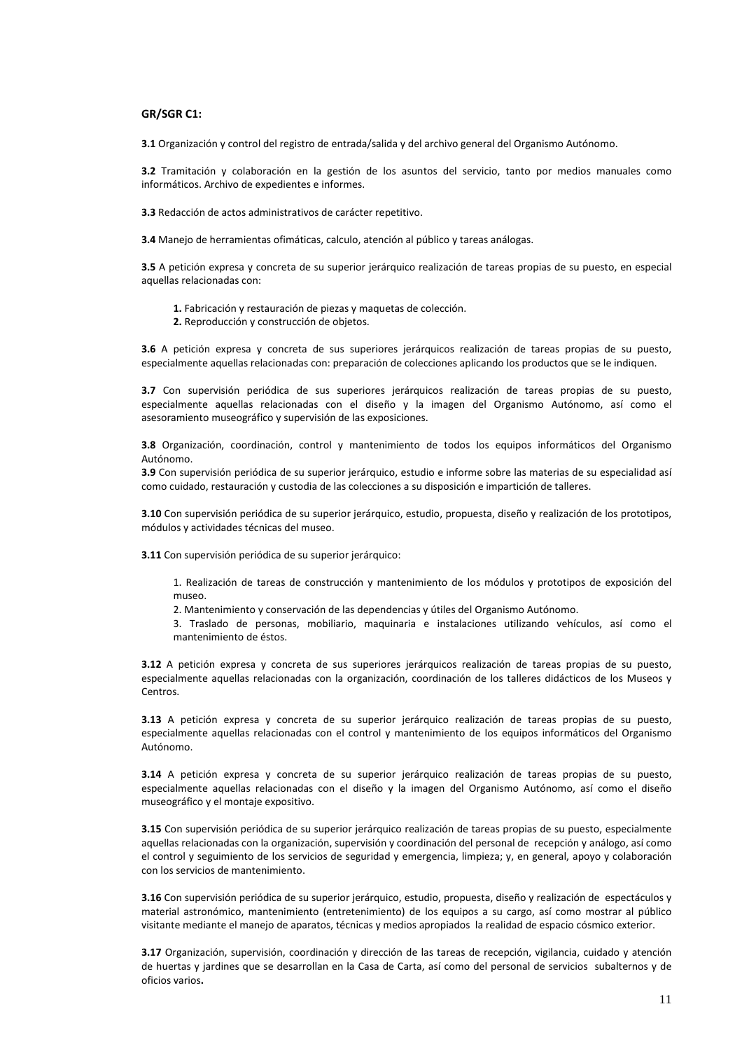**GR/SGR C1:**

**3.1** Organización y control del registro de entrada/salida y del archivo general del Organismo Autónomo.

**3.2** Tramitación y colaboración en la gestión de los asuntos del servicio, tanto por medios manuales como informáticos. Archivo de expedientes e informes.

**3.3** Redacción de actos administrativos de carácter repetitivo.

**3.4** Manejo de herramientas ofimáticas, calculo, atención al público y tareas análogas.

**3.5** A petición expresa y concreta de su superior jerárquico realización de tareas propias de su puesto, en especial aquellas relacionadas con:

> **1.** Fabricación y restauración de piezas y maquetas de colección.
> **2.** Reproducción y construcción de objetos.

**3.6** A petición expresa y concreta de sus superiores jerárquicos realización de tareas propias de su puesto, especialmente aquellas relacionadas con: preparación de colecciones aplicando los productos que se le indiquen.

**3.7** Con supervisión periódica de sus superiores jerárquicos realización de tareas propias de su puesto, especialmente aquellas relacionadas con el diseño y la imagen del Organismo Autónomo, así como el asesoramiento museográfico y supervisión de las exposiciones.

**3.8** Organización, coordinación, control y mantenimiento de todos los equipos informáticos del Organismo Autónomo.

**3.9** Con supervisión periódica de su superior jerárquico, estudio e informe sobre las materias de su especialidad así como cuidado, restauración y custodia de las colecciones a su disposición e impartición de talleres.

**3.10** Con supervisión periódica de su superior jerárquico, estudio, propuesta, diseño y realización de los prototipos, módulos y actividades técnicas del museo.

**3.11** Con supervisión periódica de su superior jerárquico:

> 1. Realización de tareas de construcción y mantenimiento de los módulos y prototipos de exposición del museo.
> 2. Mantenimiento y conservación de las dependencias y útiles del Organismo Autónomo.
> 3. Traslado de personas, mobiliario, maquinaria e instalaciones utilizando vehículos, así como el mantenimiento de éstos.

**3.12** A petición expresa y concreta de sus superiores jerárquicos realización de tareas propias de su puesto, especialmente aquellas relacionadas con la organización, coordinación de los talleres didácticos de los Museos y Centros.

**3.13** A petición expresa y concreta de su superior jerárquico realización de tareas propias de su puesto, especialmente aquellas relacionadas con el control y mantenimiento de los equipos informáticos del Organismo Autónomo.

**3.14** A petición expresa y concreta de su superior jerárquico realización de tareas propias de su puesto, especialmente aquellas relacionadas con el diseño y la imagen del Organismo Autónomo, así como el diseño museográfico y el montaje expositivo.

**3.15** Con supervisión periódica de su superior jerárquico realización de tareas propias de su puesto, especialmente aquellas relacionadas con la organización, supervisión y coordinación del personal de recepción y análogo, así como el control y seguimiento de los servicios de seguridad y emergencia, limpieza; y, en general, apoyo y colaboración con los servicios de mantenimiento.

**3.16** Con supervisión periódica de su superior jerárquico, estudio, propuesta, diseño y realización de espectáculos y material astronómico, mantenimiento (entretenimiento) de los equipos a su cargo, así como mostrar al público visitante mediante el manejo de aparatos, técnicas y medios apropiados la realidad de espacio cósmico exterior.

**3.17** Organización, supervisión, coordinación y dirección de las tareas de recepción, vigilancia, cuidado y atención de huertas y jardines que se desarrollan en la Casa de Carta, así como del personal de servicios subalternos y de oficios varios**.**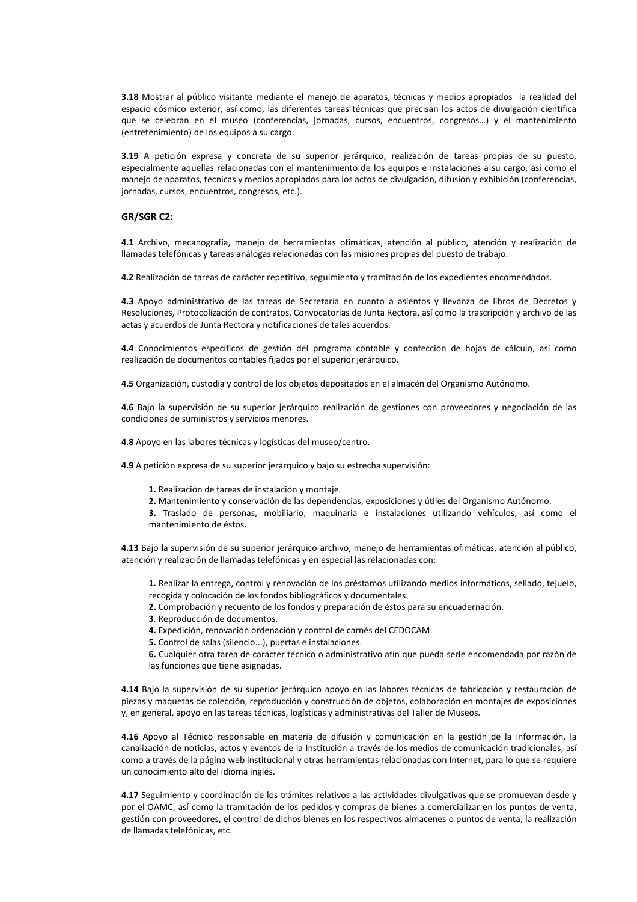**3.18** Mostrar al público visitante mediante el manejo de aparatos, técnicas y medios apropiados la realidad del espacio cósmico exterior, así como, las diferentes tareas técnicas que precisan los actos de divulgación científica que se celebran en el museo (conferencias, jornadas, cursos, encuentros, congresos…) y el mantenimiento (entretenimiento) de los equipos a su cargo.

**3.19** A petición expresa y concreta de su superior jerárquico, realización de tareas propias de su puesto, especialmente aquellas relacionadas con el mantenimiento de los equipos e instalaciones a su cargo, así como el manejo de aparatos, técnicas y medios apropiados para los actos de divulgación, difusión y exhibición (conferencias, jornadas, cursos, encuentros, congresos, etc.).

### GR/SGR C2:

**4.1** Archivo, mecanografía, manejo de herramientas ofimáticas, atención al público, atención y realización de llamadas telefónicas y tareas análogas relacionadas con las misiones propias del puesto de trabajo.

**4.2** Realización de tareas de carácter repetitivo, seguimiento y tramitación de los expedientes encomendados.

**4.3** Apoyo administrativo de las tareas de Secretaría en cuanto a asientos y llevanza de libros de Decretos y Resoluciones, Protocolización de contratos, Convocatorias de Junta Rectora, así como la trascripción y archivo de las actas y acuerdos de Junta Rectora y notificaciones de tales acuerdos.

**4.4** Conocimientos específicos de gestión del programa contable y confección de hojas de cálculo, así como realización de documentos contables fijados por el superior jerárquico.

**4.5** Organización, custodia y control de los objetos depositados en el almacén del Organismo Autónomo.

**4.6** Bajo la supervisión de su superior jerárquico realización de gestiones con proveedores y negociación de las condiciones de suministros y servicios menores.

**4.8** Apoyo en las labores técnicas y logísticas del museo/centro.

**4.9** A petición expresa de su superior jerárquico y bajo su estrecha supervisión:

> **1.** Realización de tareas de instalación y montaje.
> **2.** Mantenimiento y conservación de las dependencias, exposiciones y útiles del Organismo Autónomo.
> **3.** Traslado de personas, mobiliario, maquinaria e instalaciones utilizando vehículos, así como el mantenimiento de éstos.

**4.13** Bajo la supervisión de su superior jerárquico archivo, manejo de herramientas ofimáticas, atención al público, atención y realización de llamadas telefónicas y en especial las relacionadas con:

> **1.** Realizar la entrega, control y renovación de los préstamos utilizando medios informáticos, sellado, tejuelo, recogida y colocación de los fondos bibliográficos y documentales.
> **2.** Comprobación y recuento de los fondos y preparación de éstos para su encuadernación.
> **3**. Reproducción de documentos.
> **4.** Expedición, renovación ordenación y control de carnés del CEDOCAM.
> **5.** Control de salas (silencio...), puertas e instalaciones.
> **6.** Cualquier otra tarea de carácter técnico o administrativo afín que pueda serle encomendada por razón de las funciones que tiene asignadas.

**4.14** Bajo la supervisión de su superior jerárquico apoyo en las labores técnicas de fabricación y restauración de piezas y maquetas de colección, reproducción y construcción de objetos, colaboración en montajes de exposiciones y, en general, apoyo en las tareas técnicas, logísticas y administrativas del Taller de Museos.

**4.16** Apoyo al Técnico responsable en materia de difusión y comunicación en la gestión de la información, la canalización de noticias, actos y eventos de la Institución a través de los medios de comunicación tradicionales, así como a través de la página web institucional y otras herramientas relacionadas con Internet, para lo que se requiere un conocimiento alto del idioma inglés.

**4.17** Seguimiento y coordinación de los trámites relativos a las actividades divulgativas que se promuevan desde y por el OAMC, así como la tramitación de los pedidos y compras de bienes a comercializar en los puntos de venta, gestión con proveedores, el control de dichos bienes en los respectivos almacenes o puntos de venta, la realización de llamadas telefónicas, etc.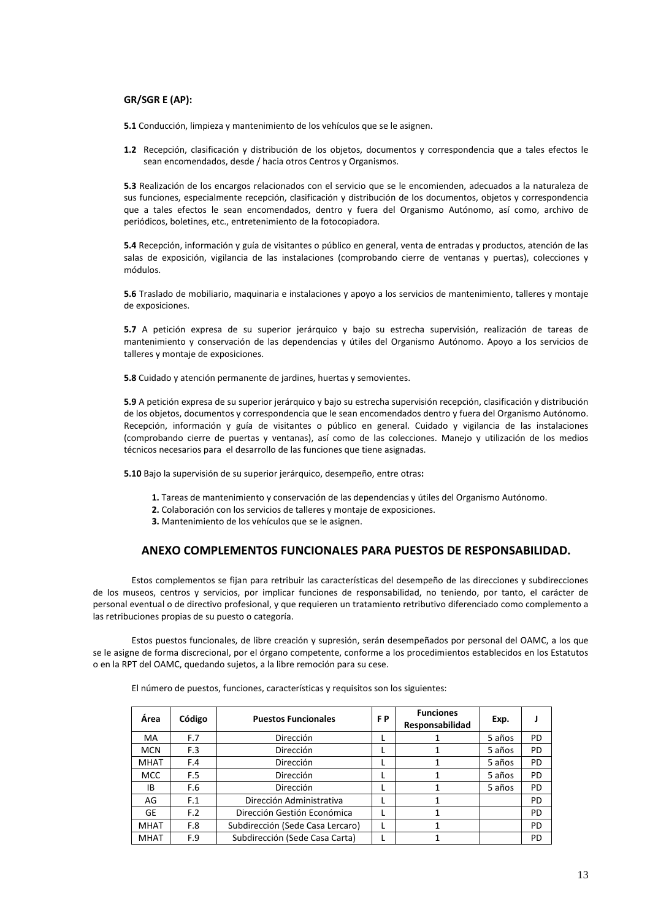**GR/SGR E (AP):**

**5.1** Conducción, limpieza y mantenimiento de los vehículos que se le asignen.

**1.2** Recepción, clasificación y distribución de los objetos, documentos y correspondencia que a tales efectos le sean encomendados, desde / hacia otros Centros y Organismos.

**5.3** Realización de los encargos relacionados con el servicio que se le encomienden, adecuados a la naturaleza de sus funciones, especialmente recepción, clasificación y distribución de los documentos, objetos y correspondencia que a tales efectos le sean encomendados, dentro y fuera del Organismo Autónomo, así como, archivo de periódicos, boletines, etc., entretenimiento de la fotocopiadora.

**5.4** Recepción, información y guía de visitantes o público en general, venta de entradas y productos, atención de las salas de exposición, vigilancia de las instalaciones (comprobando cierre de ventanas y puertas), colecciones y módulos.

**5.6** Traslado de mobiliario, maquinaria e instalaciones y apoyo a los servicios de mantenimiento, talleres y montaje de exposiciones.

**5.7** A petición expresa de su superior jerárquico y bajo su estrecha supervisión, realización de tareas de mantenimiento y conservación de las dependencias y útiles del Organismo Autónomo. Apoyo a los servicios de talleres y montaje de exposiciones.

**5.8** Cuidado y atención permanente de jardines, huertas y semovientes.

**5.9** A petición expresa de su superior jerárquico y bajo su estrecha supervisión recepción, clasificación y distribución de los objetos, documentos y correspondencia que le sean encomendados dentro y fuera del Organismo Autónomo. Recepción, información y guía de visitantes o público en general. Cuidado y vigilancia de las instalaciones (comprobando cierre de puertas y ventanas), así como de las colecciones. Manejo y utilización de los medios técnicos necesarios para el desarrollo de las funciones que tiene asignadas.

**5.10** Bajo la supervisión de su superior jerárquico, desempeño, entre otras**:**

1. Tareas de mantenimiento y conservación de las dependencias y útiles del Organismo Autónomo.
2. Colaboración con los servicios de talleres y montaje de exposiciones.
3. Mantenimiento de los vehículos que se le asignen.

## ANEXO COMPLEMENTOS FUNCIONALES PARA PUESTOS DE RESPONSABILIDAD.

Estos complementos se fijan para retribuir las características del desempeño de las direcciones y subdirecciones de los museos, centros y servicios, por implicar funciones de responsabilidad, no teniendo, por tanto, el carácter de personal eventual o de directivo profesional, y que requieren un tratamiento retributivo diferenciado como complemento a las retribuciones propias de su puesto o categoría.

Estos puestos funcionales, de libre creación y supresión, serán desempeñados por personal del OAMC, a los que se le asigne de forma discrecional, por el órgano competente, conforme a los procedimientos establecidos en los Estatutos o en la RPT del OAMC, quedando sujetos, a la libre remoción para su cese.

El número de puestos, funciones, características y requisitos son los siguientes:

| Área | Código | Puestos Funcionales | F P | Funciones Responsabilidad | Exp. | J |
|---|---|---|---|---|---|---|
| MA | F.7 | Dirección | L | 1 | 5 años | PD |
| MCN | F.3 | Dirección | L | 1 | 5 años | PD |
| MHAT | F.4 | Dirección | L | 1 | 5 años | PD |
| MCC | F.5 | Dirección | L | 1 | 5 años | PD |
| IB | F.6 | Dirección | L | 1 | 5 años | PD |
| AG | F.1 | Dirección Administrativa | L | 1 | | PD |
| GE | F.2 | Dirección Gestión Económica | L | 1 | | PD |
| MHAT | F.8 | Subdirección (Sede Casa Lercaro) | L | 1 | | PD |
| MHAT | F.9 | Subdirección (Sede Casa Carta) | L | 1 | | PD |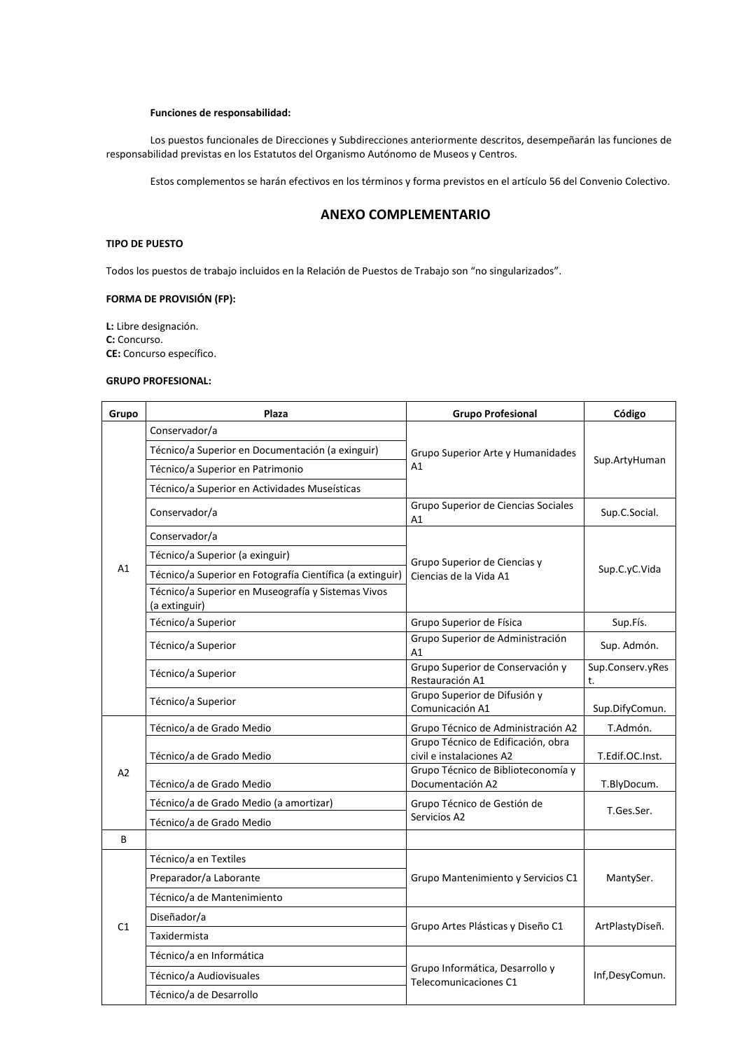**Funciones de responsabilidad:**

Los puestos funcionales de Direcciones y Subdirecciones anteriormente descritos, desempeñarán las funciones de responsabilidad previstas en los Estatutos del Organismo Autónomo de Museos y Centros.

Estos complementos se harán efectivos en los términos y forma previstos en el artículo 56 del Convenio Colectivo.

## ANEXO COMPLEMENTARIO

**TIPO DE PUESTO**

Todos los puestos de trabajo incluidos en la Relación de Puestos de Trabajo son "no singularizados".

**FORMA DE PROVISIÓN (FP):**

**L:** Libre designación.
**C:** Concurso.
**CE:** Concurso específico.

**GRUPO PROFESIONAL:**

| Grupo | Plaza | Grupo Profesional | Código |
|---|---|---|---|
| A1 | Conservador/a | Grupo Superior Arte y Humanidades A1 | Sup.ArtyHuman |
| | Técnico/a Superior en Documentación (a exinguir) | | |
| | Técnico/a Superior en Patrimonio | | |
| | Técnico/a Superior en Actividades Museísticas | | |
| | Conservador/a | Grupo Superior de Ciencias Sociales A1 | Sup.C.Social. |
| | Conservador/a | Grupo Superior de Ciencias y Ciencias de la Vida A1 | Sup.C.yC.Vida |
| | Técnico/a Superior (a exinguir) | | |
| | Técnico/a Superior en Fotografía Científica (a extinguir) | | |
| | Técnico/a Superior en Museografía y Sistemas Vivos (a extinguir) | | |
| | Técnico/a Superior | Grupo Superior de Física | Sup.Fís. |
| | Técnico/a Superior | Grupo Superior de Administración A1 | Sup. Admón. |
| | Técnico/a Superior | Grupo Superior de Conservación y Restauración A1 | Sup.Conserv.yRest. |
| | Técnico/a Superior | Grupo Superior de Difusión y Comunicación A1 | Sup.DifyComun. |
| A2 | Técnico/a de Grado Medio | Grupo Técnico de Administración A2 | T.Admón. |
| | Técnico/a de Grado Medio | Grupo Técnico de Edificación, obra civil e instalaciones A2 | T.Edif.OC.Inst. |
| | Técnico/a de Grado Medio | Grupo Técnico de Biblioteconomía y Documentación A2 | T.BlyDocum. |
| | Técnico/a de Grado Medio (a amortizar) | Grupo Técnico de Gestión de Servicios A2 | T.Ges.Ser. |
| | Técnico/a de Grado Medio | | |
| B | | | |
| C1 | Técnico/a en Textiles | Grupo Mantenimiento y Servicios C1 | MantySer. |
| | Preparador/a Laborante | | |
| | Técnico/a de Mantenimiento | | |
| | Diseñador/a | Grupo Artes Plásticas y Diseño C1 | ArtPlastyDiseñ. |
| | Taxidermista | | |
| | Técnico/a en Informática | Grupo Informática, Desarrollo y Telecomunicaciones C1 | Inf,DesyComun. |
| | Técnico/a Audiovisuales | | |
| | Técnico/a de Desarrollo | | |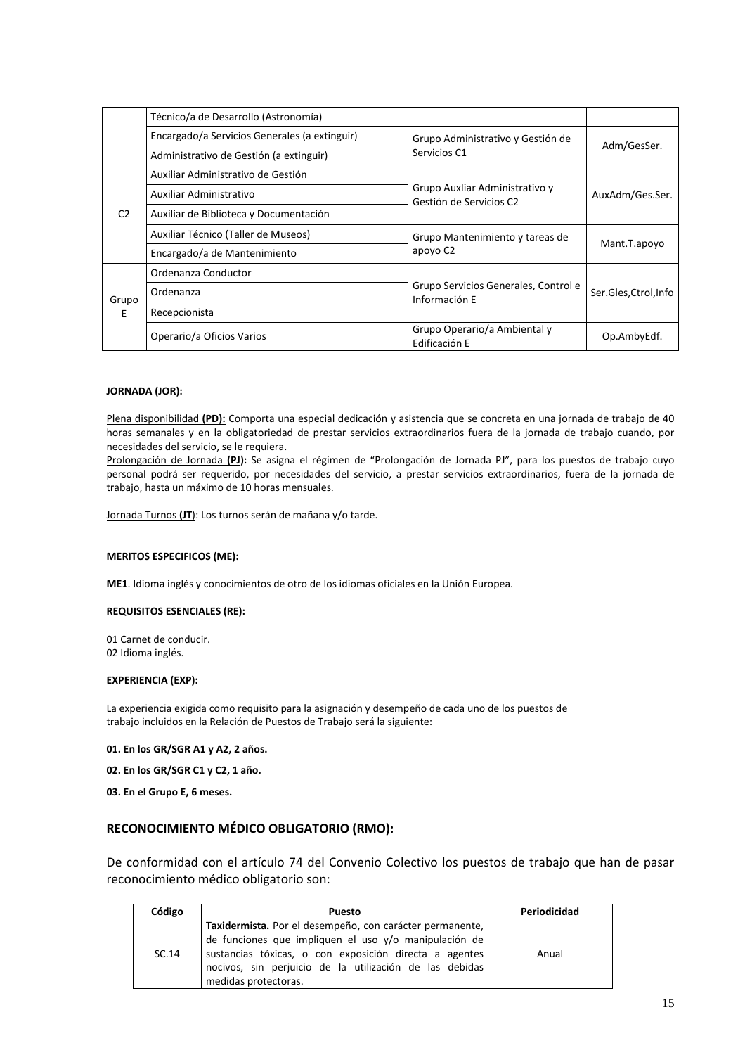| | | | |
|---|---|---|---|
| | Técnico/a de Desarrollo (Astronomía) | | |
| | Encargado/a Servicios Generales (a extinguir) | Grupo Administrativo y Gestión de Servicios C1 | Adm/GesSer. |
| | Administrativo de Gestión (a extinguir) | | |
| C2 | Auxiliar Administrativo de Gestión | Grupo Auxliar Administrativo y Gestión de Servicios C2 | AuxAdm/Ges.Ser. |
| | Auxiliar Administrativo | | |
| | Auxiliar de Biblioteca y Documentación | | |
| | Auxiliar Técnico (Taller de Museos) | Grupo Mantenimiento y tareas de apoyo C2 | Mant.T.apoyo |
| | Encargado/a de Mantenimiento | | |
| Grupo E | Ordenanza Conductor | Grupo Servicios Generales, Control e Información E | Ser.Gles,Ctrol,Info |
| | Ordenanza | | |
| | Recepcionista | | |
| | Operario/a Oficios Varios | Grupo Operario/a Ambiental y Edificación E | Op.AmbyEdf. |

**JORNADA (JOR):**

Plena disponibilidad **(PD):** Comporta una especial dedicación y asistencia que se concreta en una jornada de trabajo de 40 horas semanales y en la obligatoriedad de prestar servicios extraordinarios fuera de la jornada de trabajo cuando, por necesidades del servicio, se le requiera.
Prolongación de Jornada **(PJ):** Se asigna el régimen de "Prolongación de Jornada PJ", para los puestos de trabajo cuyo personal podrá ser requerido, por necesidades del servicio, a prestar servicios extraordinarios, fuera de la jornada de trabajo, hasta un máximo de 10 horas mensuales.

Jornada Turnos **(JT)**: Los turnos serán de mañana y/o tarde.

**MERITOS ESPECIFICOS (ME):**

**ME1**. Idioma inglés y conocimientos de otro de los idiomas oficiales en la Unión Europea.

**REQUISITOS ESENCIALES (RE):**

01 Carnet de conducir.
02 Idioma inglés.

**EXPERIENCIA (EXP):**

La experiencia exigida como requisito para la asignación y desempeño de cada uno de los puestos de trabajo incluidos en la Relación de Puestos de Trabajo será la siguiente:

**01. En los GR/SGR A1 y A2, 2 años.**

**02. En los GR/SGR C1 y C2, 1 año.**

**03. En el Grupo E, 6 meses.**

## RECONOCIMIENTO MÉDICO OBLIGATORIO (RMO):

De conformidad con el artículo 74 del Convenio Colectivo los puestos de trabajo que han de pasar reconocimiento médico obligatorio son:

| Código | Puesto | Periodicidad |
|---|---|---|
| SC.14 | **Taxidermista.** Por el desempeño, con carácter permanente, de funciones que impliquen el uso y/o manipulación de sustancias tóxicas, o con exposición directa a agentes nocivos, sin perjuicio de la utilización de las debidas medidas protectoras. | Anual |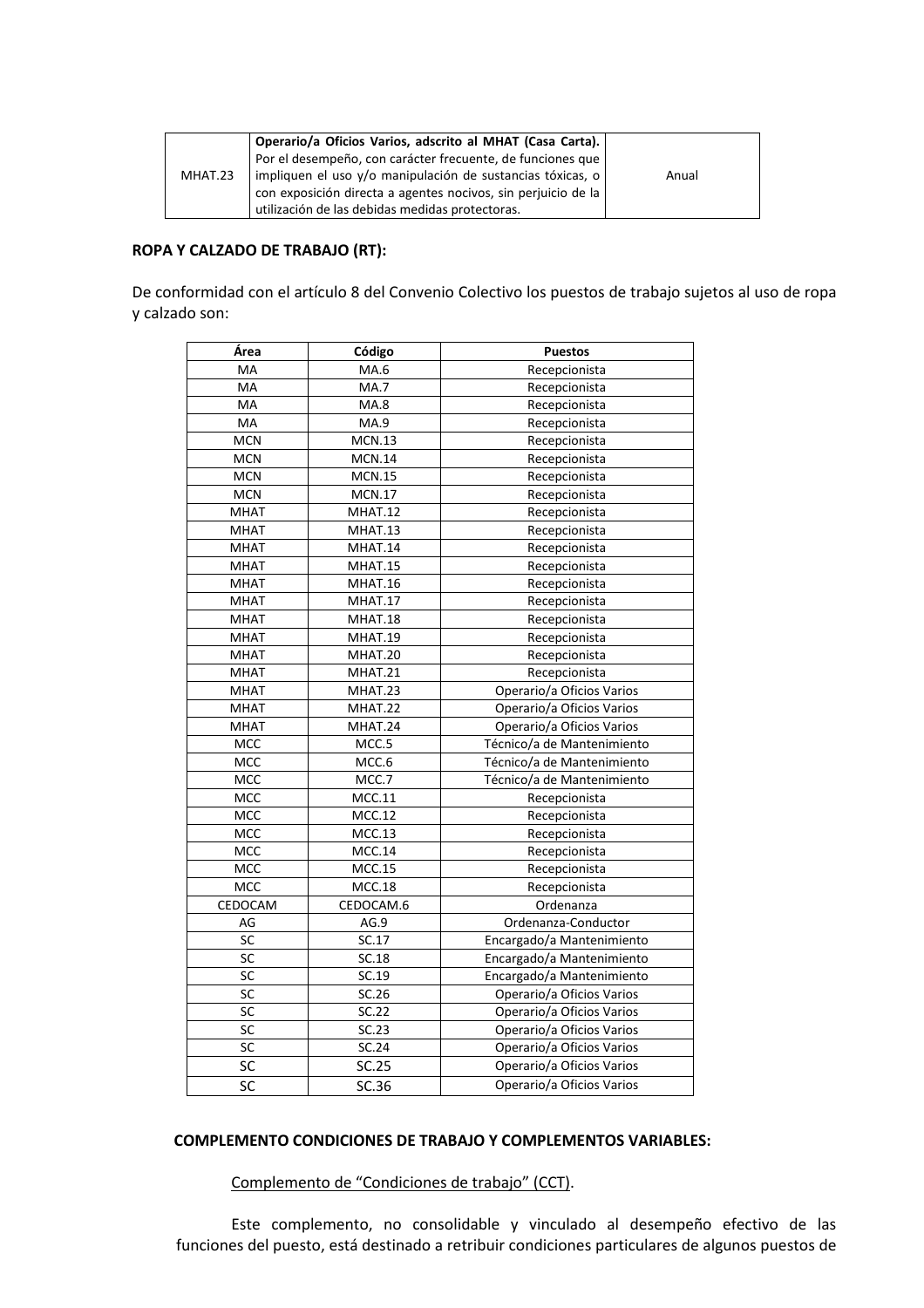| MHAT.23 | **Operario/a Oficios Varios, adscrito al MHAT (Casa Carta).** Por el desempeño, con carácter frecuente, de funciones que impliquen el uso y/o manipulación de sustancias tóxicas, o con exposición directa a agentes nocivos, sin perjuicio de la utilización de las debidas medidas protectoras. | Anual |
|---|---|---|

**ROPA Y CALZADO DE TRABAJO (RT):**

De conformidad con el artículo 8 del Convenio Colectivo los puestos de trabajo sujetos al uso de ropa y calzado son:

| Área | Código | Puestos |
|---|---|---|
| MA | MA.6 | Recepcionista |
| MA | MA.7 | Recepcionista |
| MA | MA.8 | Recepcionista |
| MA | MA.9 | Recepcionista |
| MCN | MCN.13 | Recepcionista |
| MCN | MCN.14 | Recepcionista |
| MCN | MCN.15 | Recepcionista |
| MCN | MCN.17 | Recepcionista |
| MHAT | MHAT.12 | Recepcionista |
| MHAT | MHAT.13 | Recepcionista |
| MHAT | MHAT.14 | Recepcionista |
| MHAT | MHAT.15 | Recepcionista |
| MHAT | MHAT.16 | Recepcionista |
| MHAT | MHAT.17 | Recepcionista |
| MHAT | MHAT.18 | Recepcionista |
| MHAT | MHAT.19 | Recepcionista |
| MHAT | MHAT.20 | Recepcionista |
| MHAT | MHAT.21 | Recepcionista |
| MHAT | MHAT.23 | Operario/a Oficios Varios |
| MHAT | MHAT.22 | Operario/a Oficios Varios |
| MHAT | MHAT.24 | Operario/a Oficios Varios |
| MCC | MCC.5 | Técnico/a de Mantenimiento |
| MCC | MCC.6 | Técnico/a de Mantenimiento |
| MCC | MCC.7 | Técnico/a de Mantenimiento |
| MCC | MCC.11 | Recepcionista |
| MCC | MCC.12 | Recepcionista |
| MCC | MCC.13 | Recepcionista |
| MCC | MCC.14 | Recepcionista |
| MCC | MCC.15 | Recepcionista |
| MCC | MCC.18 | Recepcionista |
| CEDOCAM | CEDOCAM.6 | Ordenanza |
| AG | AG.9 | Ordenanza-Conductor |
| SC | SC.17 | Encargado/a Mantenimiento |
| SC | SC.18 | Encargado/a Mantenimiento |
| SC | SC.19 | Encargado/a Mantenimiento |
| SC | SC.26 | Operario/a Oficios Varios |
| SC | SC.22 | Operario/a Oficios Varios |
| SC | SC.23 | Operario/a Oficios Varios |
| SC | SC.24 | Operario/a Oficios Varios |
| SC | SC.25 | Operario/a Oficios Varios |
| SC | SC.36 | Operario/a Oficios Varios |

**COMPLEMENTO CONDICIONES DE TRABAJO Y COMPLEMENTOS VARIABLES:**

Complemento de "Condiciones de trabajo" (CCT).

Este complemento, no consolidable y vinculado al desempeño efectivo de las funciones del puesto, está destinado a retribuir condiciones particulares de algunos puestos de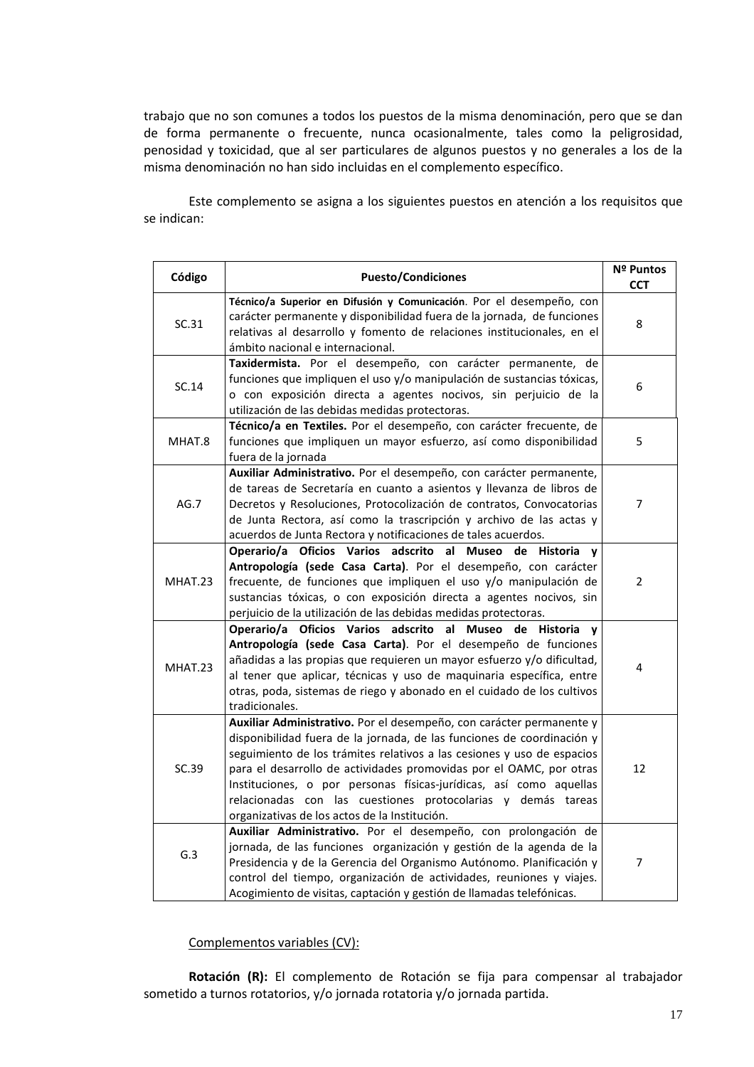trabajo que no son comunes a todos los puestos de la misma denominación, pero que se dan de forma permanente o frecuente, nunca ocasionalmente, tales como la peligrosidad, penosidad y toxicidad, que al ser particulares de algunos puestos y no generales a los de la misma denominación no han sido incluidas en el complemento específico.

Este complemento se asigna a los siguientes puestos en atención a los requisitos que se indican:

| Código | Puesto/Condiciones | Nº Puntos CCT |
|---|---|---|
| SC.31 | **Técnico/a Superior en Difusión y Comunicación**. Por el desempeño, con carácter permanente y disponibilidad fuera de la jornada, de funciones relativas al desarrollo y fomento de relaciones institucionales, en el ámbito nacional e internacional. | 8 |
| SC.14 | **Taxidermista.** Por el desempeño, con carácter permanente, de funciones que impliquen el uso y/o manipulación de sustancias tóxicas, o con exposición directa a agentes nocivos, sin perjuicio de la utilización de las debidas medidas protectoras. | 6 |
| MHAT.8 | **Técnico/a en Textiles.** Por el desempeño, con carácter frecuente, de funciones que impliquen un mayor esfuerzo, así como disponibilidad fuera de la jornada | 5 |
| AG.7 | **Auxiliar Administrativo.** Por el desempeño, con carácter permanente, de tareas de Secretaría en cuanto a asientos y llevanza de libros de Decretos y Resoluciones, Protocolización de contratos, Convocatorias de Junta Rectora, así como la trascripción y archivo de las actas y acuerdos de Junta Rectora y notificaciones de tales acuerdos. | 7 |
| MHAT.23 | **Operario/a Oficios Varios adscrito al Museo de Historia y Antropología (sede Casa Carta)**. Por el desempeño, con carácter frecuente, de funciones que impliquen el uso y/o manipulación de sustancias tóxicas, o con exposición directa a agentes nocivos, sin perjuicio de la utilización de las debidas medidas protectoras. | 2 |
| MHAT.23 | **Operario/a Oficios Varios adscrito al Museo de Historia y Antropología (sede Casa Carta)**. Por el desempeño de funciones añadidas a las propias que requieren un mayor esfuerzo y/o dificultad, al tener que aplicar, técnicas y uso de maquinaria específica, entre otras, poda, sistemas de riego y abonado en el cuidado de los cultivos tradicionales. | 4 |
| SC.39 | **Auxiliar Administrativo.** Por el desempeño, con carácter permanente y disponibilidad fuera de la jornada, de las funciones de coordinación y seguimiento de los trámites relativos a las cesiones y uso de espacios para el desarrollo de actividades promovidas por el OAMC, por otras Instituciones, o por personas físicas-jurídicas, así como aquellas relacionadas con las cuestiones protocolarias y demás tareas organizativas de los actos de la Institución. | 12 |
| G.3 | **Auxiliar Administrativo.** Por el desempeño, con prolongación de jornada, de las funciones organización y gestión de la agenda de la Presidencia y de la Gerencia del Organismo Autónomo. Planificación y control del tiempo, organización de actividades, reuniones y viajes. Acogimiento de visitas, captación y gestión de llamadas telefónicas. | 7 |

Complementos variables (CV):

**Rotación (R):** El complemento de Rotación se fija para compensar al trabajador sometido a turnos rotatorios, y/o jornada rotatoria y/o jornada partida.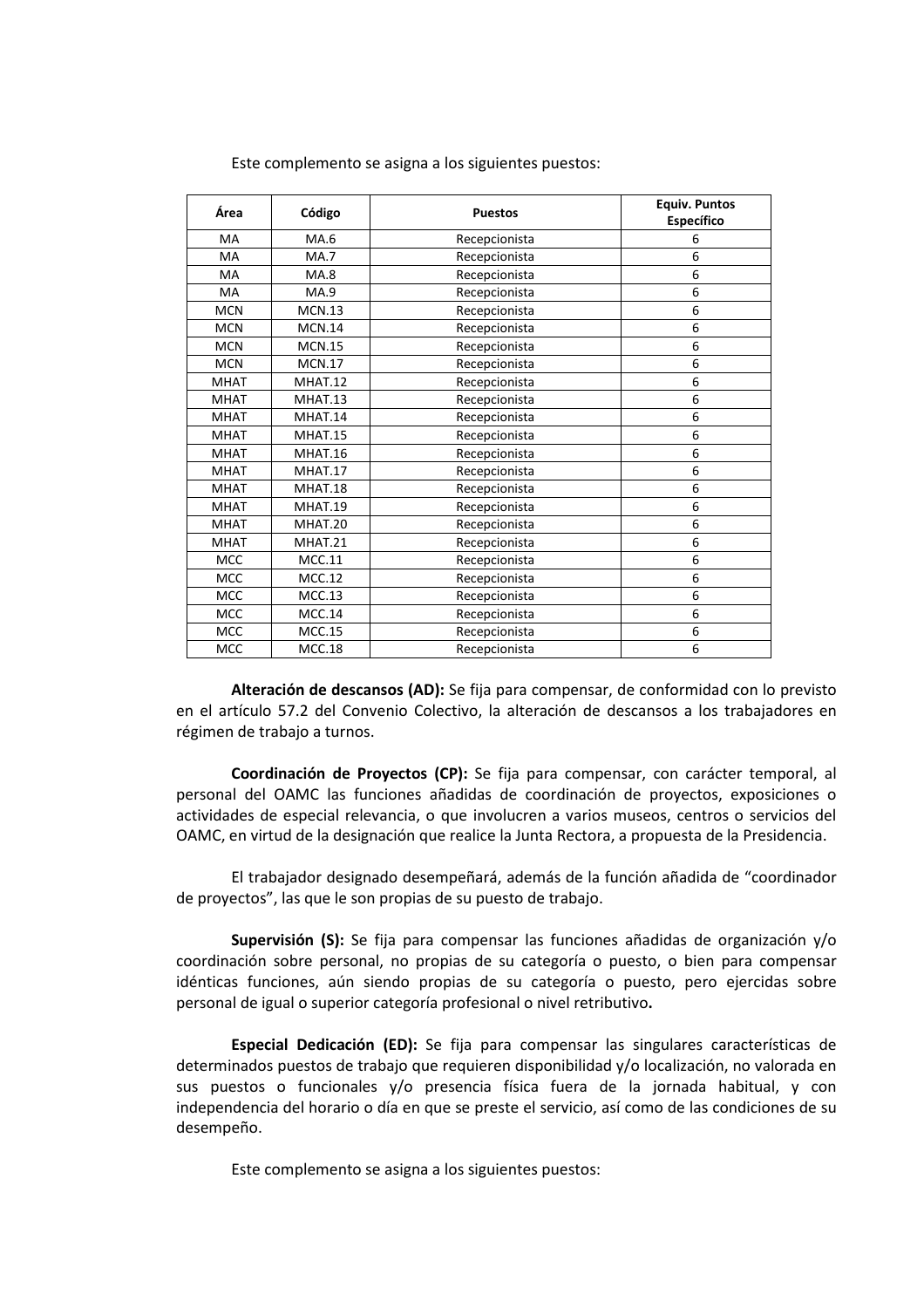Este complemento se asigna a los siguientes puestos:

| Área | Código | Puestos | Equiv. Puntos Específico |
|---|---|---|---|
| MA | MA.6 | Recepcionista | 6 |
| MA | MA.7 | Recepcionista | 6 |
| MA | MA.8 | Recepcionista | 6 |
| MA | MA.9 | Recepcionista | 6 |
| MCN | MCN.13 | Recepcionista | 6 |
| MCN | MCN.14 | Recepcionista | 6 |
| MCN | MCN.15 | Recepcionista | 6 |
| MCN | MCN.17 | Recepcionista | 6 |
| MHAT | MHAT.12 | Recepcionista | 6 |
| MHAT | MHAT.13 | Recepcionista | 6 |
| MHAT | MHAT.14 | Recepcionista | 6 |
| MHAT | MHAT.15 | Recepcionista | 6 |
| MHAT | MHAT.16 | Recepcionista | 6 |
| MHAT | MHAT.17 | Recepcionista | 6 |
| MHAT | MHAT.18 | Recepcionista | 6 |
| MHAT | MHAT.19 | Recepcionista | 6 |
| MHAT | MHAT.20 | Recepcionista | 6 |
| MHAT | MHAT.21 | Recepcionista | 6 |
| MCC | MCC.11 | Recepcionista | 6 |
| MCC | MCC.12 | Recepcionista | 6 |
| MCC | MCC.13 | Recepcionista | 6 |
| MCC | MCC.14 | Recepcionista | 6 |
| MCC | MCC.15 | Recepcionista | 6 |
| MCC | MCC.18 | Recepcionista | 6 |

**Alteración de descansos (AD):** Se fija para compensar, de conformidad con lo previsto en el artículo 57.2 del Convenio Colectivo, la alteración de descansos a los trabajadores en régimen de trabajo a turnos.

**Coordinación de Proyectos (CP):** Se fija para compensar, con carácter temporal, al personal del OAMC las funciones añadidas de coordinación de proyectos, exposiciones o actividades de especial relevancia, o que involucren a varios museos, centros o servicios del OAMC, en virtud de la designación que realice la Junta Rectora, a propuesta de la Presidencia.

El trabajador designado desempeñará, además de la función añadida de "coordinador de proyectos", las que le son propias de su puesto de trabajo.

**Supervisión (S):** Se fija para compensar las funciones añadidas de organización y/o coordinación sobre personal, no propias de su categoría o puesto, o bien para compensar idénticas funciones, aún siendo propias de su categoría o puesto, pero ejercidas sobre personal de igual o superior categoría profesional o nivel retributivo**.**

**Especial Dedicación (ED):** Se fija para compensar las singulares características de determinados puestos de trabajo que requieren disponibilidad y/o localización, no valorada en sus puestos o funcionales y/o presencia física fuera de la jornada habitual, y con independencia del horario o día en que se preste el servicio, así como de las condiciones de su desempeño.

Este complemento se asigna a los siguientes puestos: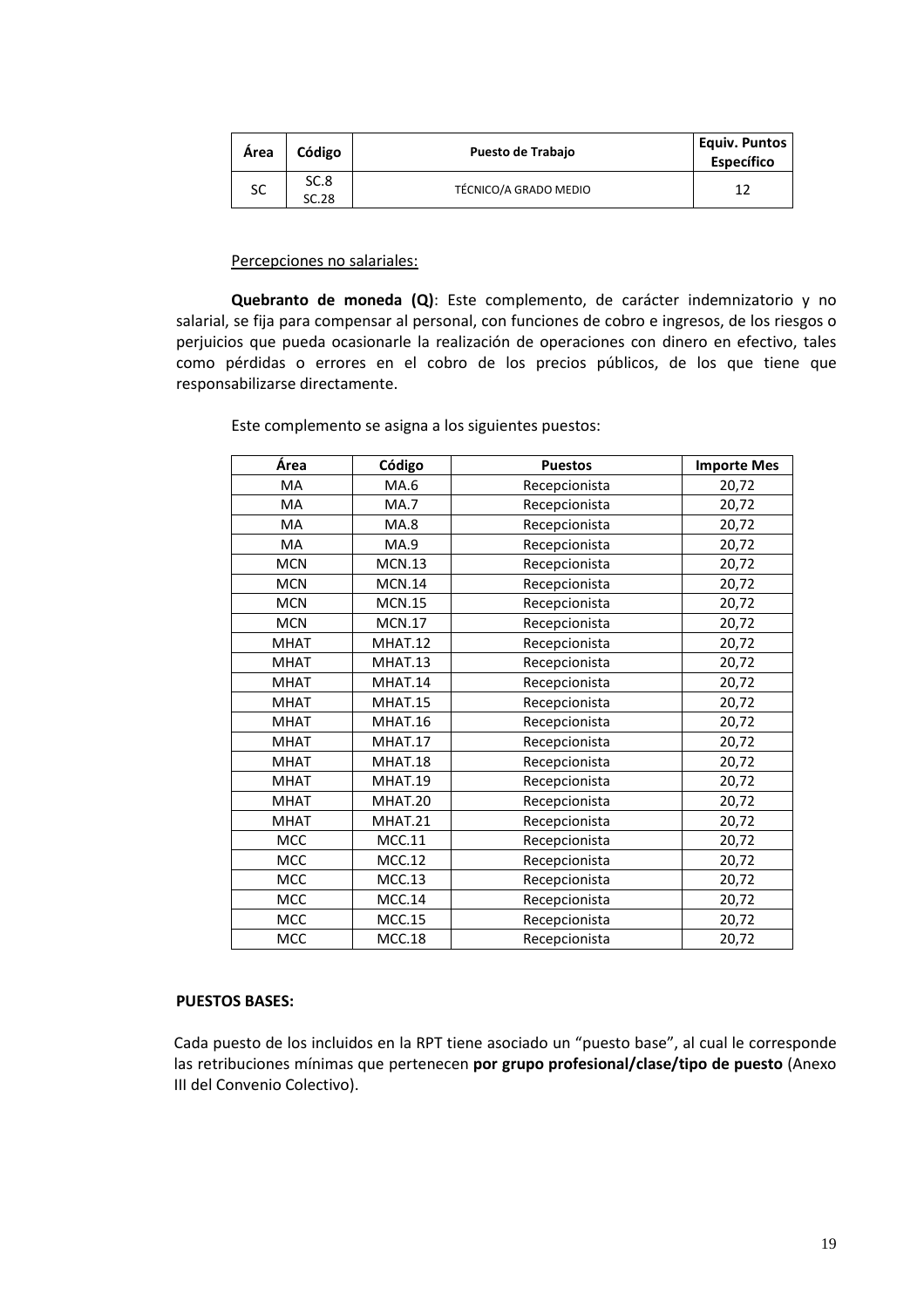| Área | Código | Puesto de Trabajo | Equiv. Puntos Específico |
|---|---|---|---|
| SC | SC.8 SC.28 | TÉCNICO/A GRADO MEDIO | 12 |

Percepciones no salariales:

**Quebranto de moneda (Q)**: Este complemento, de carácter indemnizatorio y no salarial, se fija para compensar al personal, con funciones de cobro e ingresos, de los riesgos o perjuicios que pueda ocasionarle la realización de operaciones con dinero en efectivo, tales como pérdidas o errores en el cobro de los precios públicos, de los que tiene que responsabilizarse directamente.

Este complemento se asigna a los siguientes puestos:

| Área | Código | Puestos | Importe Mes |
|---|---|---|---|
| MA | MA.6 | Recepcionista | 20,72 |
| MA | MA.7 | Recepcionista | 20,72 |
| MA | MA.8 | Recepcionista | 20,72 |
| MA | MA.9 | Recepcionista | 20,72 |
| MCN | MCN.13 | Recepcionista | 20,72 |
| MCN | MCN.14 | Recepcionista | 20,72 |
| MCN | MCN.15 | Recepcionista | 20,72 |
| MCN | MCN.17 | Recepcionista | 20,72 |
| MHAT | MHAT.12 | Recepcionista | 20,72 |
| MHAT | MHAT.13 | Recepcionista | 20,72 |
| MHAT | MHAT.14 | Recepcionista | 20,72 |
| MHAT | MHAT.15 | Recepcionista | 20,72 |
| MHAT | MHAT.16 | Recepcionista | 20,72 |
| MHAT | MHAT.17 | Recepcionista | 20,72 |
| MHAT | MHAT.18 | Recepcionista | 20,72 |
| MHAT | MHAT.19 | Recepcionista | 20,72 |
| MHAT | MHAT.20 | Recepcionista | 20,72 |
| MHAT | MHAT.21 | Recepcionista | 20,72 |
| MCC | MCC.11 | Recepcionista | 20,72 |
| MCC | MCC.12 | Recepcionista | 20,72 |
| MCC | MCC.13 | Recepcionista | 20,72 |
| MCC | MCC.14 | Recepcionista | 20,72 |
| MCC | MCC.15 | Recepcionista | 20,72 |
| MCC | MCC.18 | Recepcionista | 20,72 |

**PUESTOS BASES:**

Cada puesto de los incluidos en la RPT tiene asociado un "puesto base", al cual le corresponde las retribuciones mínimas que pertenecen **por grupo profesional/clase/tipo de puesto** (Anexo III del Convenio Colectivo).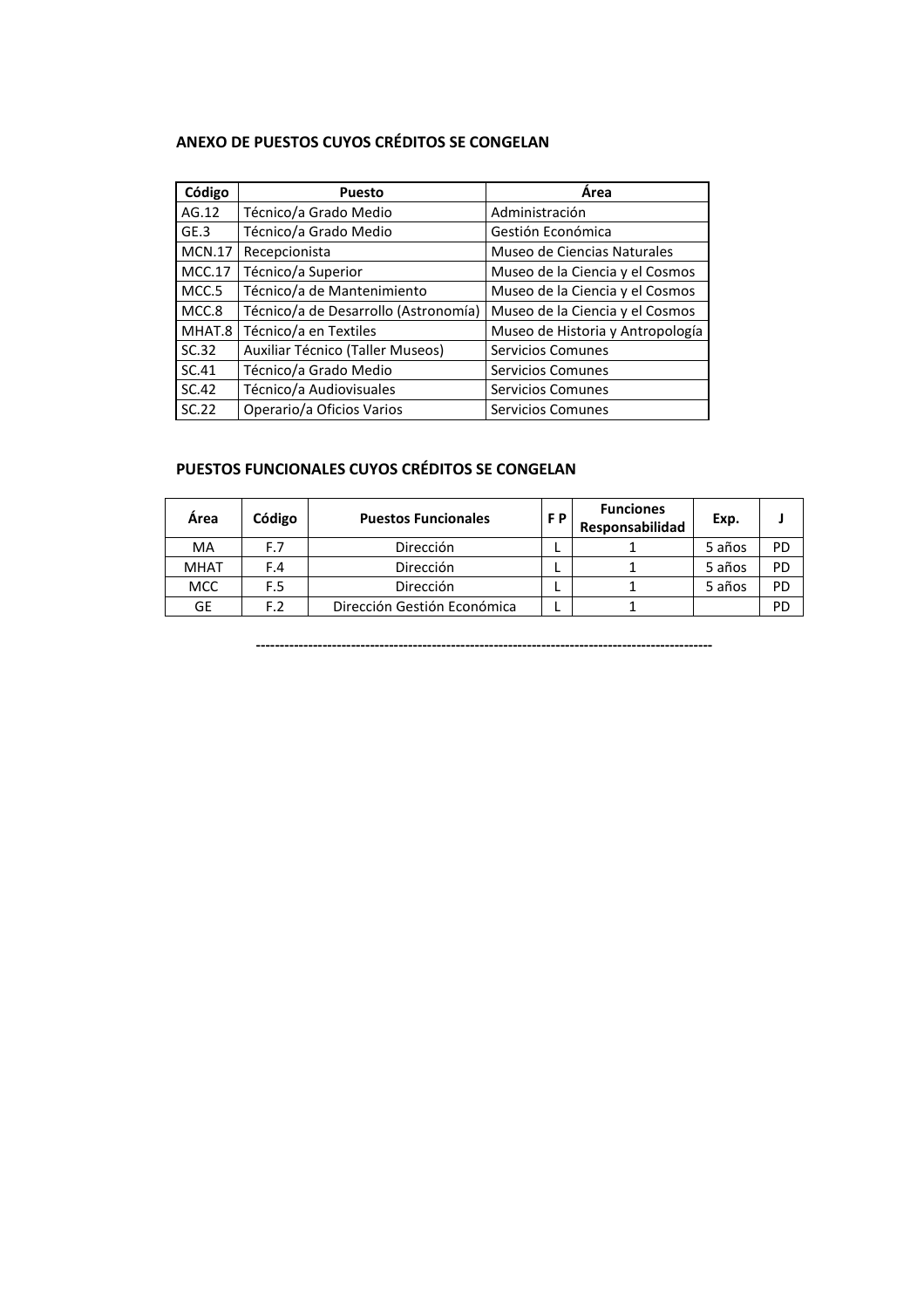## ANEXO DE PUESTOS CUYOS CRÉDITOS SE CONGELAN

| Código | Puesto | Área |
|---|---|---|
| AG.12 | Técnico/a Grado Medio | Administración |
| GE.3 | Técnico/a Grado Medio | Gestión Económica |
| MCN.17 | Recepcionista | Museo de Ciencias Naturales |
| MCC.17 | Técnico/a Superior | Museo de la Ciencia y el Cosmos |
| MCC.5 | Técnico/a de Mantenimiento | Museo de la Ciencia y el Cosmos |
| MCC.8 | Técnico/a de Desarrollo (Astronomía) | Museo de la Ciencia y el Cosmos |
| MHAT.8 | Técnico/a en Textiles | Museo de Historia y Antropología |
| SC.32 | Auxiliar Técnico (Taller Museos) | Servicios Comunes |
| SC.41 | Técnico/a Grado Medio | Servicios Comunes |
| SC.42 | Técnico/a Audiovisuales | Servicios Comunes |
| SC.22 | Operario/a Oficios Varios | Servicios Comunes |

## PUESTOS FUNCIONALES CUYOS CRÉDITOS SE CONGELAN

| Área | Código | Puestos Funcionales | F P | Funciones Responsabilidad | Exp. | J |
|---|---|---|---|---|---|---|
| MA | F.7 | Dirección | L | 1 | 5 años | PD |
| MHAT | F.4 | Dirección | L | 1 | 5 años | PD |
| MCC | F.5 | Dirección | L | 1 | 5 años | PD |
| GE | F.2 | Dirección Gestión Económica | L | 1 | | PD |

-----------------------------------------------------------------------------------------------